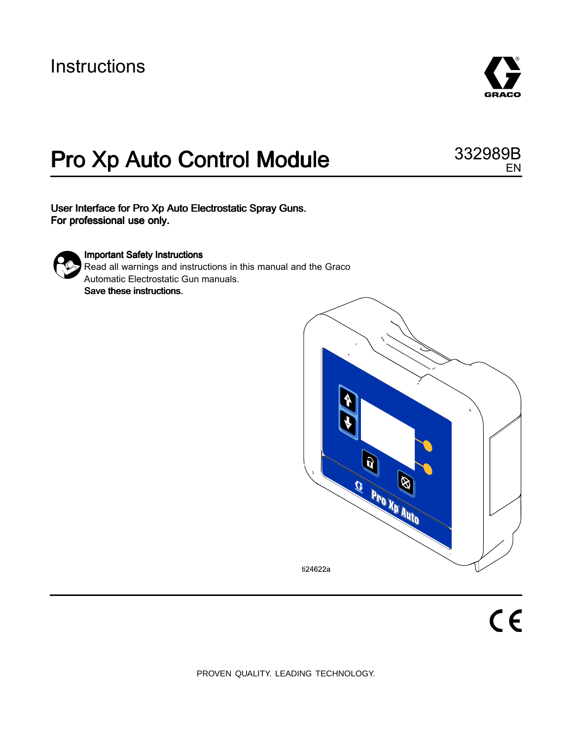Instructions

# Pro Xp Auto Control Module

332989B
EN

**User Interface for Pro Xp Auto Electrostatic Spray Guns.**
**For professional use only.**

**Important Safety Instructions**
Read all warnings and instructions in this manual and the Graco Automatic Electrostatic Gun manuals.
**Save these instructions.**

ti24622a

PROVEN QUALITY. LEADING TECHNOLOGY.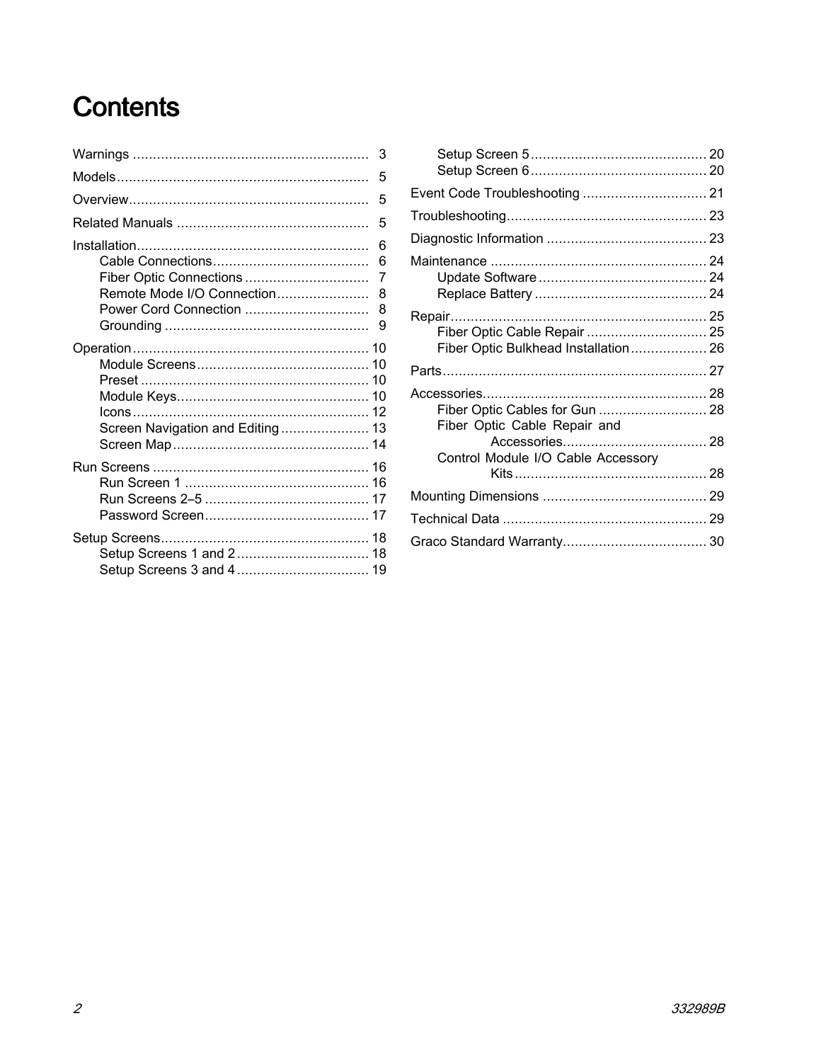# Contents

- Warnings ... 3
- Models ... 5
- Overview ... 5
- Related Manuals ... 5
- Installation ... 6
  - Cable Connections ... 6
  - Fiber Optic Connections ... 7
  - Remote Mode I/O Connection ... 8
  - Power Cord Connection ... 8
  - Grounding ... 9
- Operation ... 10
  - Module Screens ... 10
  - Preset ... 10
  - Module Keys ... 10
  - Icons ... 12
  - Screen Navigation and Editing ... 13
  - Screen Map ... 14
- Run Screens ... 16
  - Run Screen 1 ... 16
  - Run Screens 2–5 ... 17
  - Password Screen ... 17
- Setup Screens ... 18
  - Setup Screens 1 and 2 ... 18
  - Setup Screens 3 and 4 ... 19
  - Setup Screen 5 ... 20
  - Setup Screen 6 ... 20
- Event Code Troubleshooting ... 21
- Troubleshooting ... 23
- Diagnostic Information ... 23
- Maintenance ... 24
  - Update Software ... 24
  - Replace Battery ... 24
- Repair ... 25
  - Fiber Optic Cable Repair ... 25
  - Fiber Optic Bulkhead Installation ... 26
- Parts ... 27
- Accessories ... 28
  - Fiber Optic Cables for Gun ... 28
  - Fiber Optic Cable Repair and Accessories ... 28
  - Control Module I/O Cable Accessory Kits ... 28
- Mounting Dimensions ... 29
- Technical Data ... 29
- Graco Standard Warranty ... 30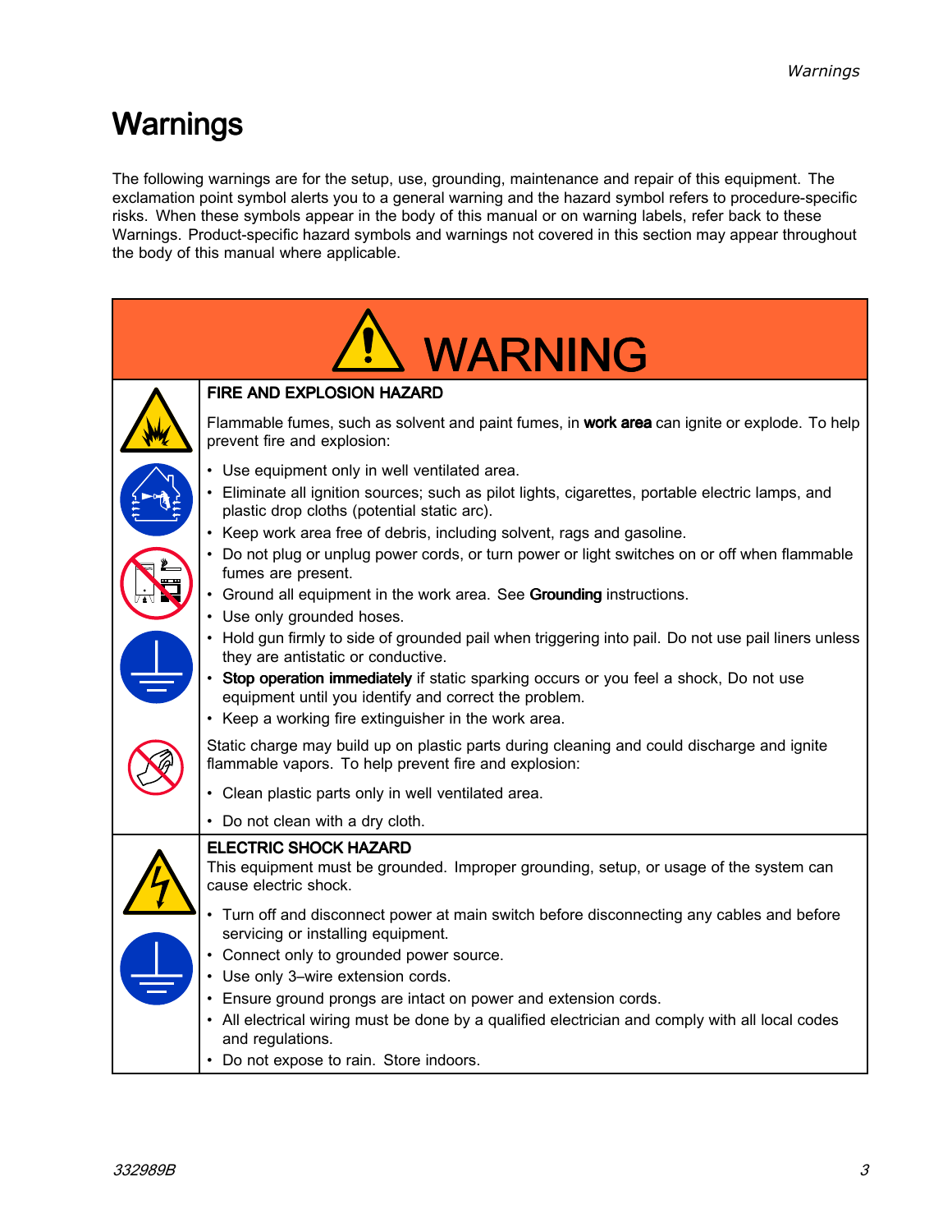# Warnings

The following warnings are for the setup, use, grounding, maintenance and repair of this equipment. The exclamation point symbol alerts you to a general warning and the hazard symbol refers to procedure-specific risks. When these symbols appear in the body of this manual or on warning labels, refer back to these Warnings. Product-specific hazard symbols and warnings not covered in this section may appear throughout the body of this manual where applicable.

## WARNING

### FIRE AND EXPLOSION HAZARD

Flammable fumes, such as solvent and paint fumes, in **work area** can ignite or explode. To help prevent fire and explosion:

- Use equipment only in well ventilated area.
- Eliminate all ignition sources; such as pilot lights, cigarettes, portable electric lamps, and plastic drop cloths (potential static arc).
- Keep work area free of debris, including solvent, rags and gasoline.
- Do not plug or unplug power cords, or turn power or light switches on or off when flammable fumes are present.
- Ground all equipment in the work area. See **Grounding** instructions.
- Use only grounded hoses.
- Hold gun firmly to side of grounded pail when triggering into pail. Do not use pail liners unless they are antistatic or conductive.
- **Stop operation immediately** if static sparking occurs or you feel a shock, Do not use equipment until you identify and correct the problem.
- Keep a working fire extinguisher in the work area.

Static charge may build up on plastic parts during cleaning and could discharge and ignite flammable vapors. To help prevent fire and explosion:

- Clean plastic parts only in well ventilated area.
- Do not clean with a dry cloth.

### ELECTRIC SHOCK HAZARD

This equipment must be grounded. Improper grounding, setup, or usage of the system can cause electric shock.

- Turn off and disconnect power at main switch before disconnecting any cables and before servicing or installing equipment.
- Connect only to grounded power source.
- Use only 3–wire extension cords.
- Ensure ground prongs are intact on power and extension cords.
- All electrical wiring must be done by a qualified electrician and comply with all local codes and regulations.
- Do not expose to rain. Store indoors.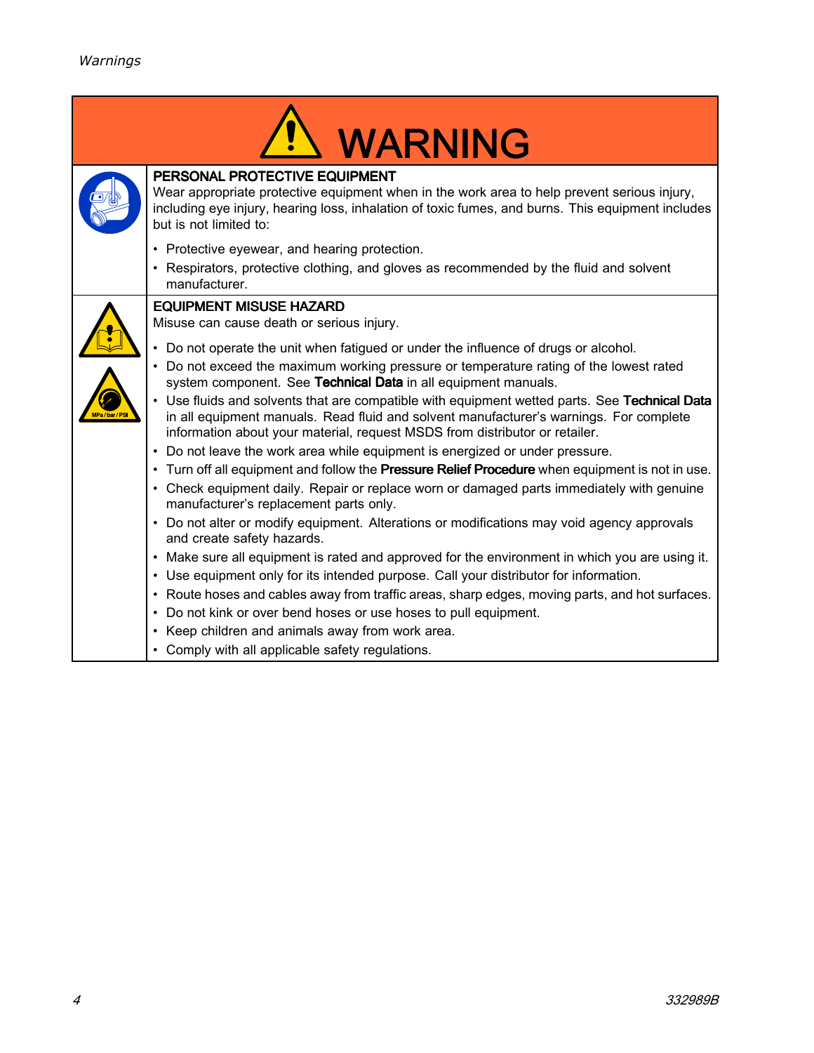# WARNING

### PERSONAL PROTECTIVE EQUIPMENT

Wear appropriate protective equipment when in the work area to help prevent serious injury, including eye injury, hearing loss, inhalation of toxic fumes, and burns. This equipment includes but is not limited to:

- Protective eyewear, and hearing protection.
- Respirators, protective clothing, and gloves as recommended by the fluid and solvent manufacturer.

### EQUIPMENT MISUSE HAZARD

Misuse can cause death or serious injury.

- Do not operate the unit when fatigued or under the influence of drugs or alcohol.
- Do not exceed the maximum working pressure or temperature rating of the lowest rated system component. See **Technical Data** in all equipment manuals.
- Use fluids and solvents that are compatible with equipment wetted parts. See **Technical Data** in all equipment manuals. Read fluid and solvent manufacturer's warnings. For complete information about your material, request MSDS from distributor or retailer.
- Do not leave the work area while equipment is energized or under pressure.
- Turn off all equipment and follow the **Pressure Relief Procedure** when equipment is not in use.
- Check equipment daily. Repair or replace worn or damaged parts immediately with genuine manufacturer's replacement parts only.
- Do not alter or modify equipment. Alterations or modifications may void agency approvals and create safety hazards.
- Make sure all equipment is rated and approved for the environment in which you are using it.
- Use equipment only for its intended purpose. Call your distributor for information.
- Route hoses and cables away from traffic areas, sharp edges, moving parts, and hot surfaces.
- Do not kink or over bend hoses or use hoses to pull equipment.
- Keep children and animals away from work area.
- Comply with all applicable safety regulations.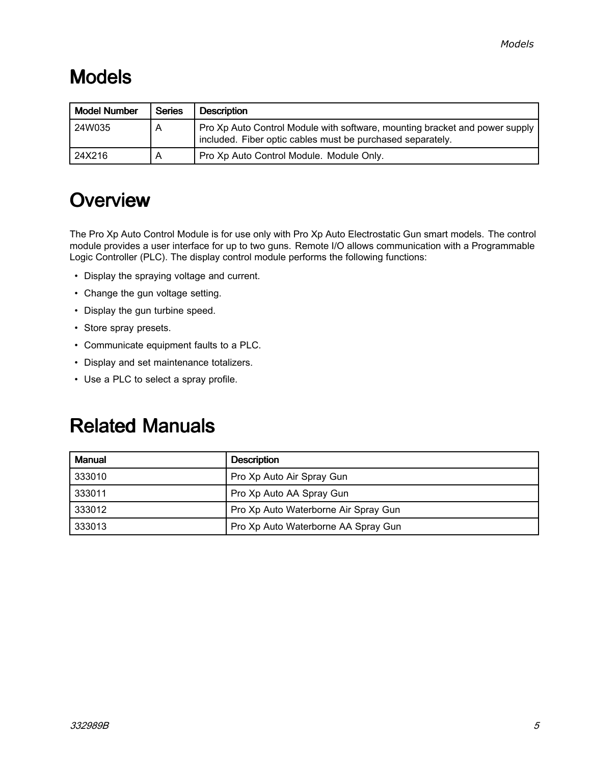# Models

| Model Number | Series | Description |
| --- | --- | --- |
| 24W035 | A | Pro Xp Auto Control Module with software, mounting bracket and power supply included. Fiber optic cables must be purchased separately. |
| 24X216 | A | Pro Xp Auto Control Module. Module Only. |

# Overview

The Pro Xp Auto Control Module is for use only with Pro Xp Auto Electrostatic Gun smart models. The control module provides a user interface for up to two guns. Remote I/O allows communication with a Programmable Logic Controller (PLC). The display control module performs the following functions:

- Display the spraying voltage and current.
- Change the gun voltage setting.
- Display the gun turbine speed.
- Store spray presets.
- Communicate equipment faults to a PLC.
- Display and set maintenance totalizers.
- Use a PLC to select a spray profile.

# Related Manuals

| Manual | Description |
| --- | --- |
| 333010 | Pro Xp Auto Air Spray Gun |
| 333011 | Pro Xp Auto AA Spray Gun |
| 333012 | Pro Xp Auto Waterborne Air Spray Gun |
| 333013 | Pro Xp Auto Waterborne AA Spray Gun |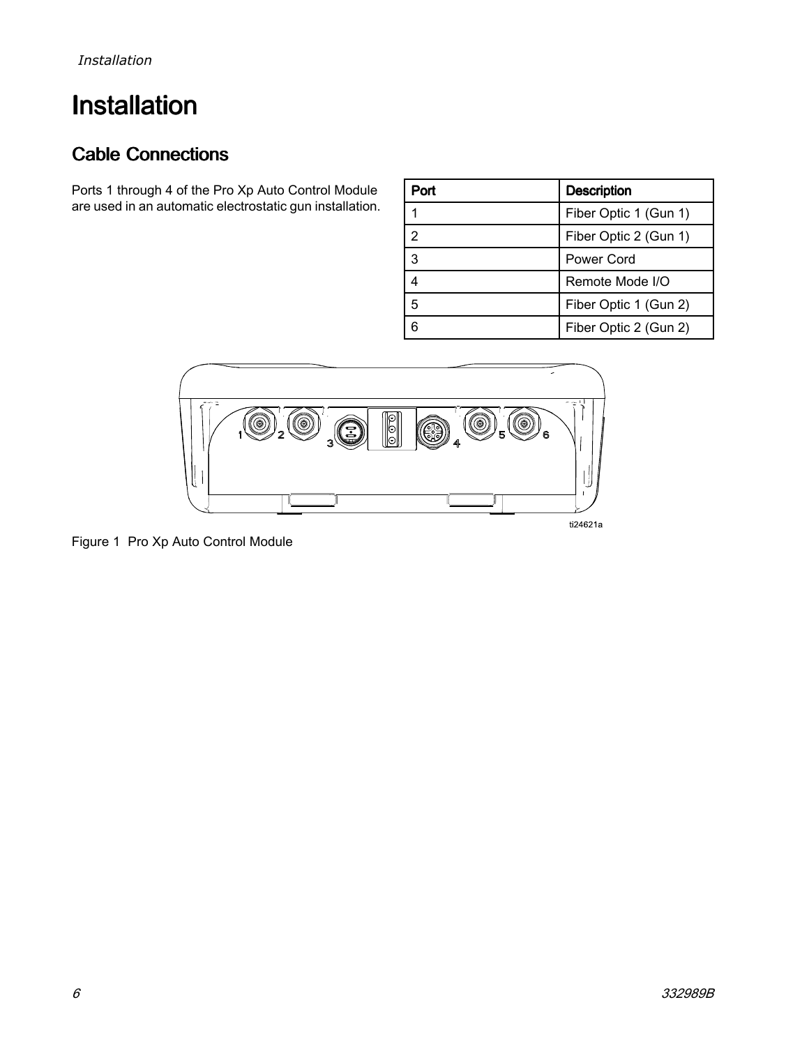# Installation

## Cable Connections

Ports 1 through 4 of the Pro Xp Auto Control Module are used in an automatic electrostatic gun installation.

| Port | Description |
|---|---|
| 1 | Fiber Optic 1 (Gun 1) |
| 2 | Fiber Optic 2 (Gun 1) |
| 3 | Power Cord |
| 4 | Remote Mode I/O |
| 5 | Fiber Optic 1 (Gun 2) |
| 6 | Fiber Optic 2 (Gun 2) |

Figure 1 Pro Xp Auto Control Module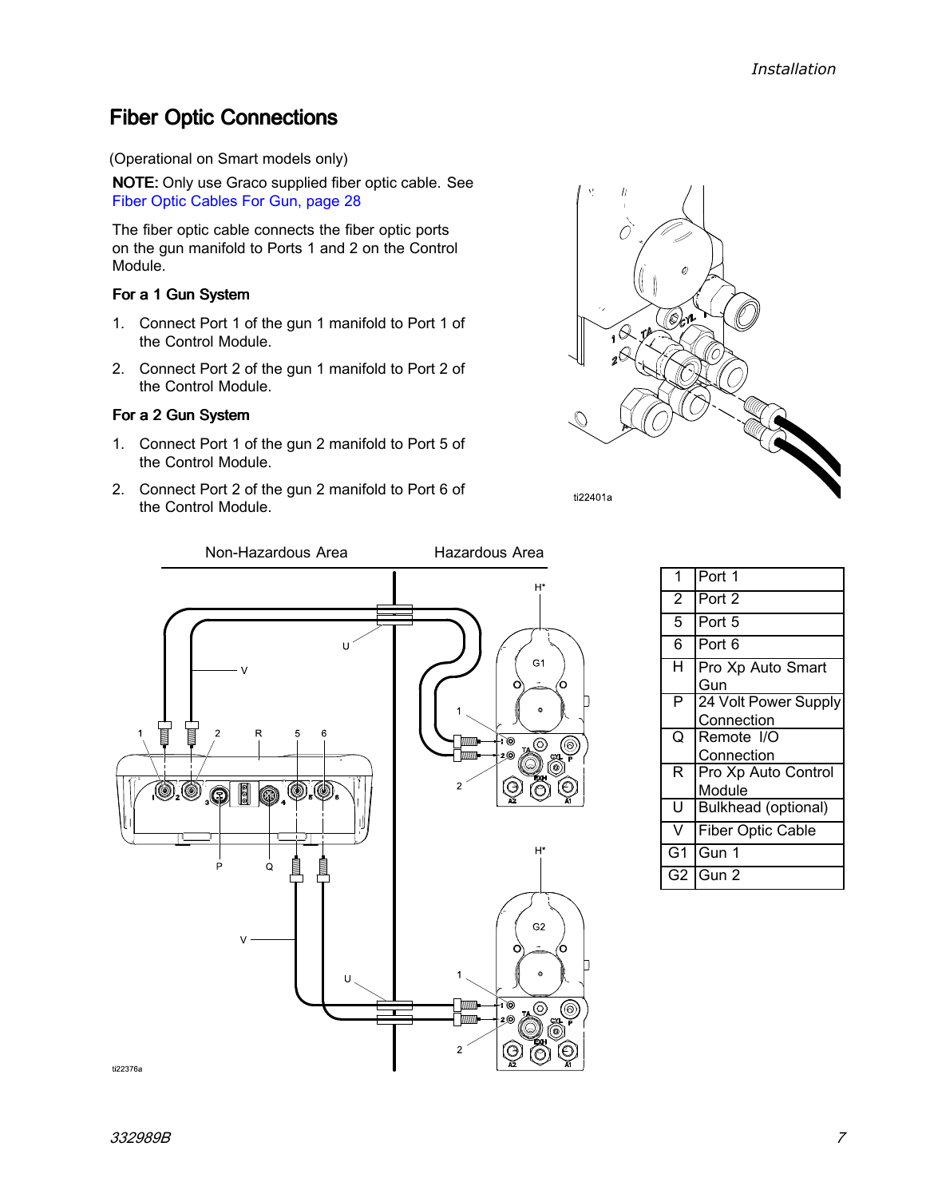## Fiber Optic Connections

(Operational on Smart models only)

**NOTE:** Only use Graco supplied fiber optic cable. See Fiber Optic Cables For Gun, page 28

The fiber optic cable connects the fiber optic ports on the gun manifold to Ports 1 and 2 on the Control Module.

### For a 1 Gun System

1. Connect Port 1 of the gun 1 manifold to Port 1 of the Control Module.
2. Connect Port 2 of the gun 1 manifold to Port 2 of the Control Module.

### For a 2 Gun System

1. Connect Port 1 of the gun 2 manifold to Port 5 of the Control Module.
2. Connect Port 2 of the gun 2 manifold to Port 6 of the Control Module.

ti22401a

Non-Hazardous Area | Hazardous Area

ti22376a

| | |
|---|---|
| 1 | Port 1 |
| 2 | Port 2 |
| 5 | Port 5 |
| 6 | Port 6 |
| H | Pro Xp Auto Smart Gun |
| P | 24 Volt Power Supply Connection |
| Q | Remote I/O Connection |
| R | Pro Xp Auto Control Module |
| U | Bulkhead (optional) |
| V | Fiber Optic Cable |
| G1 | Gun 1 |
| G2 | Gun 2 |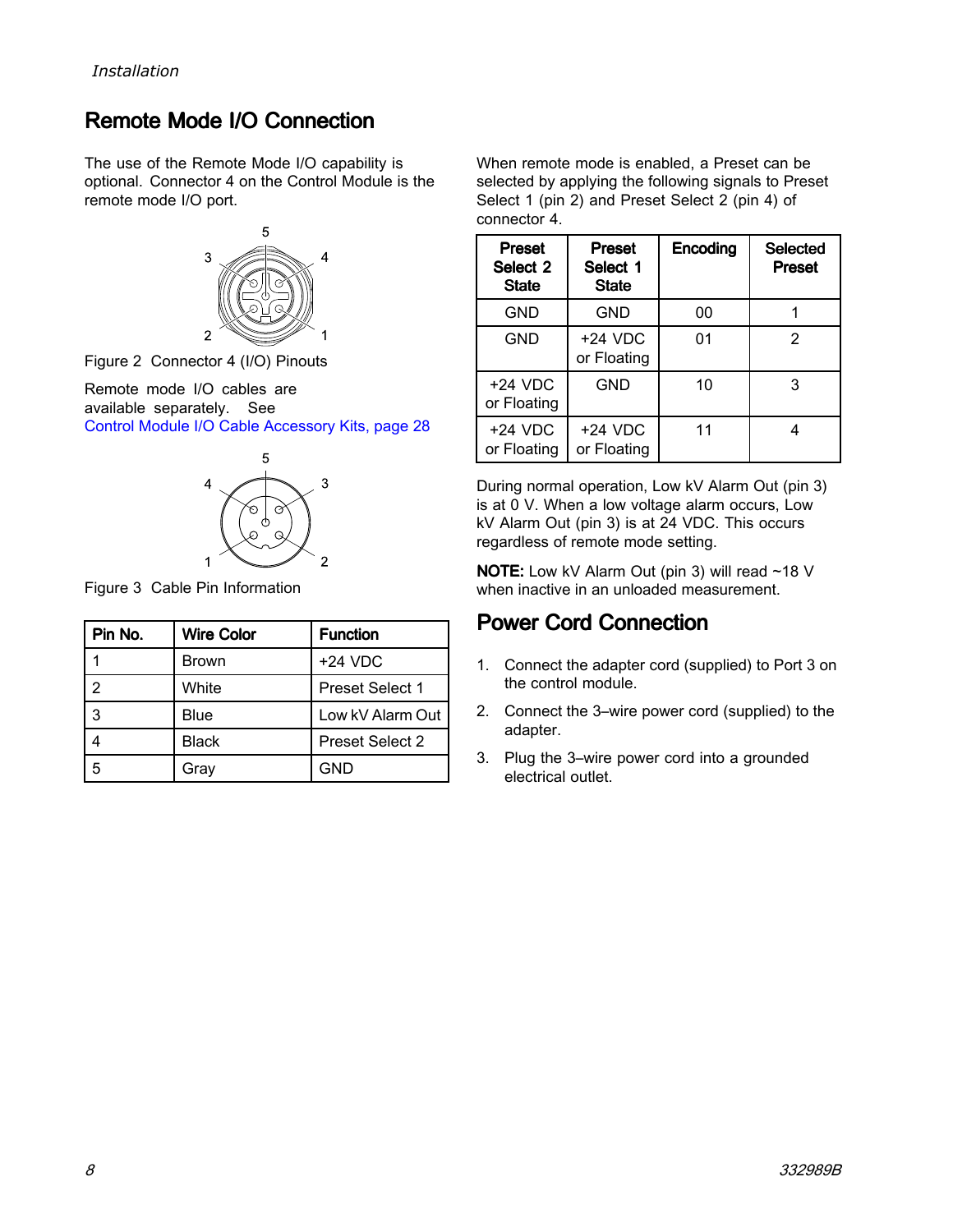## Remote Mode I/O Connection

The use of the Remote Mode I/O capability is optional. Connector 4 on the Control Module is the remote mode I/O port.

Figure 2 Connector 4 (I/O) Pinouts

Remote mode I/O cables are available separately. See Control Module I/O Cable Accessory Kits, page 28

Figure 3 Cable Pin Information

| Pin No. | Wire Color | Function |
|---|---|---|
| 1 | Brown | +24 VDC |
| 2 | White | Preset Select 1 |
| 3 | Blue | Low kV Alarm Out |
| 4 | Black | Preset Select 2 |
| 5 | Gray | GND |

When remote mode is enabled, a Preset can be selected by applying the following signals to Preset Select 1 (pin 2) and Preset Select 2 (pin 4) of connector 4.

| Preset Select 2 State | Preset Select 1 State | Encoding | Selected Preset |
|---|---|---|---|
| GND | GND | 00 | 1 |
| GND | +24 VDC or Floating | 01 | 2 |
| +24 VDC or Floating | GND | 10 | 3 |
| +24 VDC or Floating | +24 VDC or Floating | 11 | 4 |

During normal operation, Low kV Alarm Out (pin 3) is at 0 V. When a low voltage alarm occurs, Low kV Alarm Out (pin 3) is at 24 VDC. This occurs regardless of remote mode setting.

**NOTE:** Low kV Alarm Out (pin 3) will read ~18 V when inactive in an unloaded measurement.

## Power Cord Connection

1. Connect the adapter cord (supplied) to Port 3 on the control module.
2. Connect the 3–wire power cord (supplied) to the adapter.
3. Plug the 3–wire power cord into a grounded electrical outlet.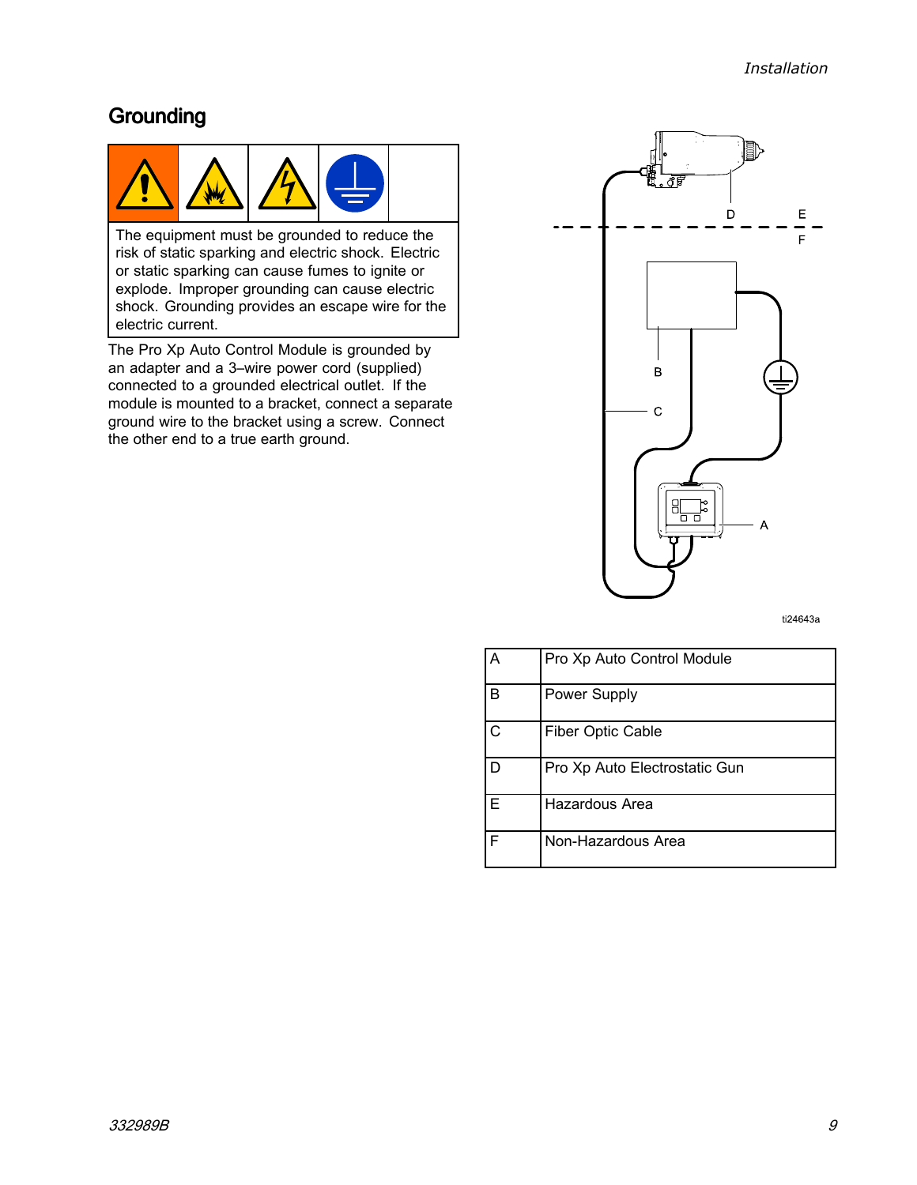## Grounding

The equipment must be grounded to reduce the risk of static sparking and electric shock. Electric or static sparking can cause fumes to ignite or explode. Improper grounding can cause electric shock. Grounding provides an escape wire for the electric current.

The Pro Xp Auto Control Module is grounded by an adapter and a 3–wire power cord (supplied) connected to a grounded electrical outlet. If the module is mounted to a bracket, connect a separate ground wire to the bracket using a screw. Connect the other end to a true earth ground.

ti24643a

| | |
|---|---|
| A | Pro Xp Auto Control Module |
| B | Power Supply |
| C | Fiber Optic Cable |
| D | Pro Xp Auto Electrostatic Gun |
| E | Hazardous Area |
| F | Non-Hazardous Area |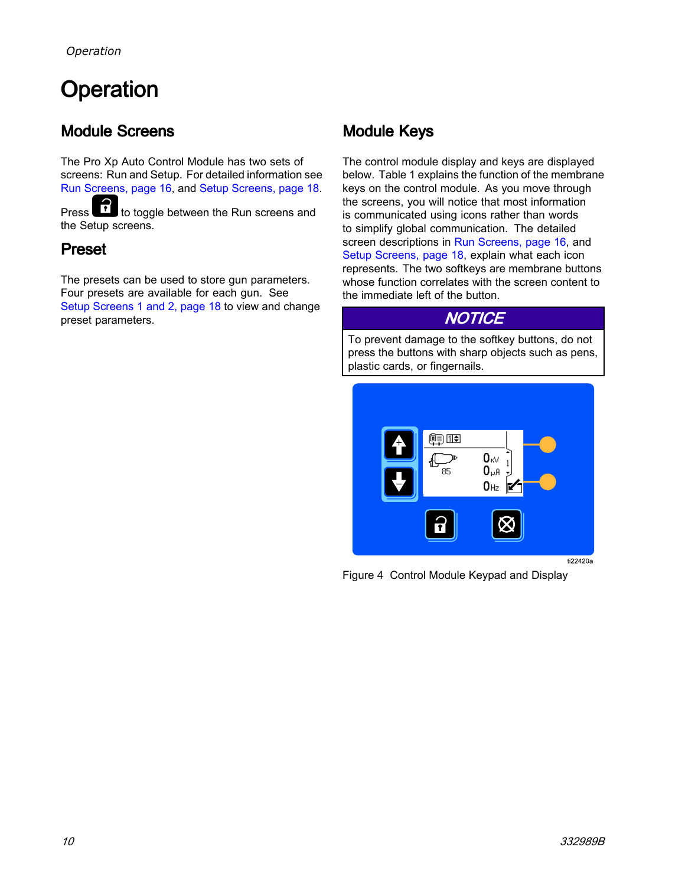# Operation

## Module Screens

The Pro Xp Auto Control Module has two sets of screens: Run and Setup. For detailed information see Run Screens, page 16, and Setup Screens, page 18.

Press  to toggle between the Run screens and the Setup screens.

## Preset

The presets can be used to store gun parameters. Four presets are available for each gun. See Setup Screens 1 and 2, page 18 to view and change preset parameters.

## Module Keys

The control module display and keys are displayed below. Table 1 explains the function of the membrane keys on the control module. As you move through the screens, you will notice that most information is communicated using icons rather than words to simplify global communication. The detailed screen descriptions in Run Screens, page 16, and Setup Screens, page 18, explain what each icon represents. The two softkeys are membrane buttons whose function correlates with the screen content to the immediate left of the button.

**NOTICE**

To prevent damage to the softkey buttons, do not press the buttons with sharp objects such as pens, plastic cards, or fingernails.

Figure 4 Control Module Keypad and Display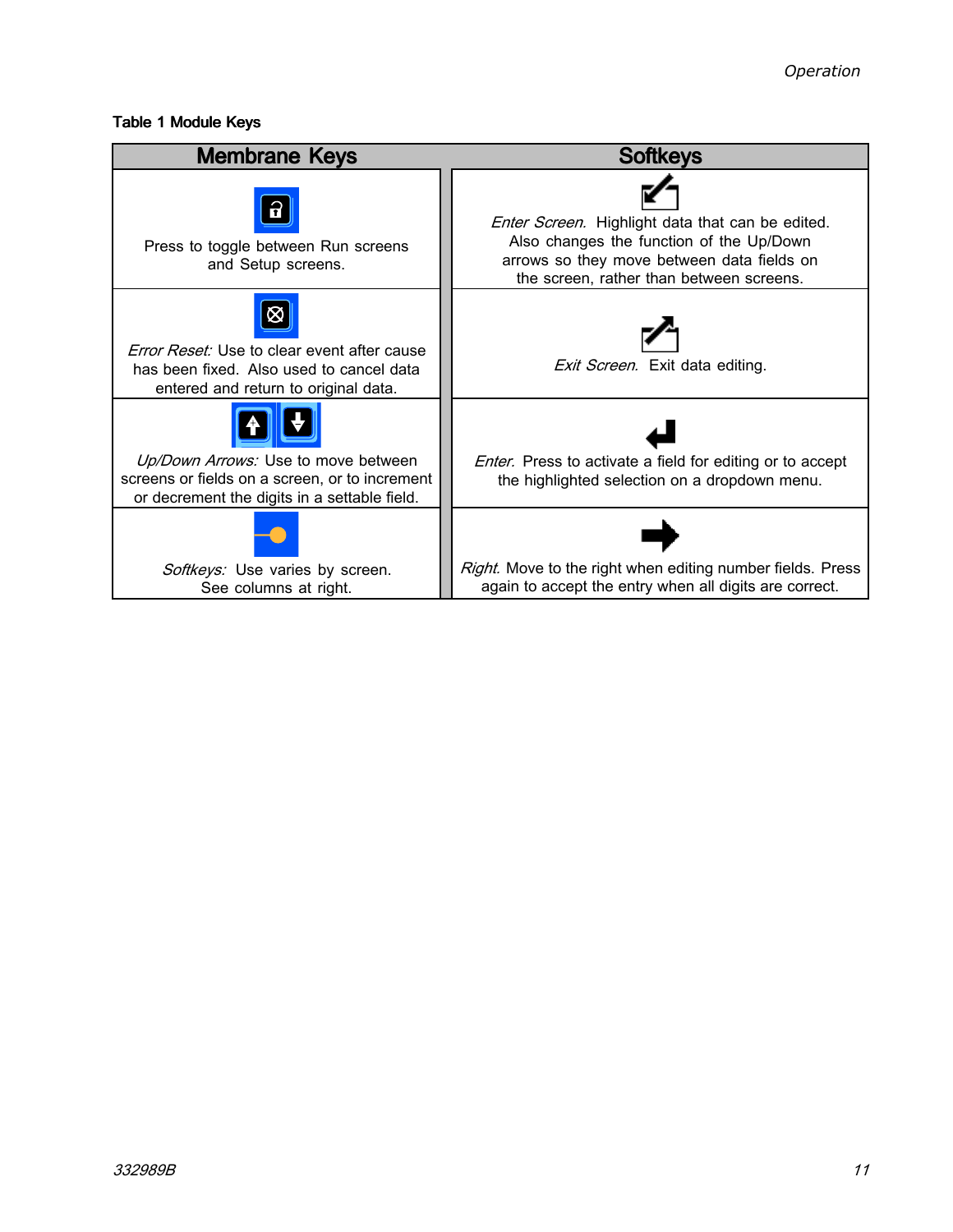**Table 1 Module Keys**

| Membrane Keys | Softkeys |
| --- | --- |
| Press to toggle between Run screens and Setup screens. | *Enter Screen.* Highlight data that can be edited. Also changes the function of the Up/Down arrows so they move between data fields on the screen, rather than between screens. |
| *Error Reset:* Use to clear event after cause has been fixed. Also used to cancel data entered and return to original data. | *Exit Screen.* Exit data editing. |
| *Up/Down Arrows:* Use to move between screens or fields on a screen, or to increment or decrement the digits in a settable field. | *Enter.* Press to activate a field for editing or to accept the highlighted selection on a dropdown menu. |
| *Softkeys:* Use varies by screen. See columns at right. | *Right.* Move to the right when editing number fields. Press again to accept the entry when all digits are correct. |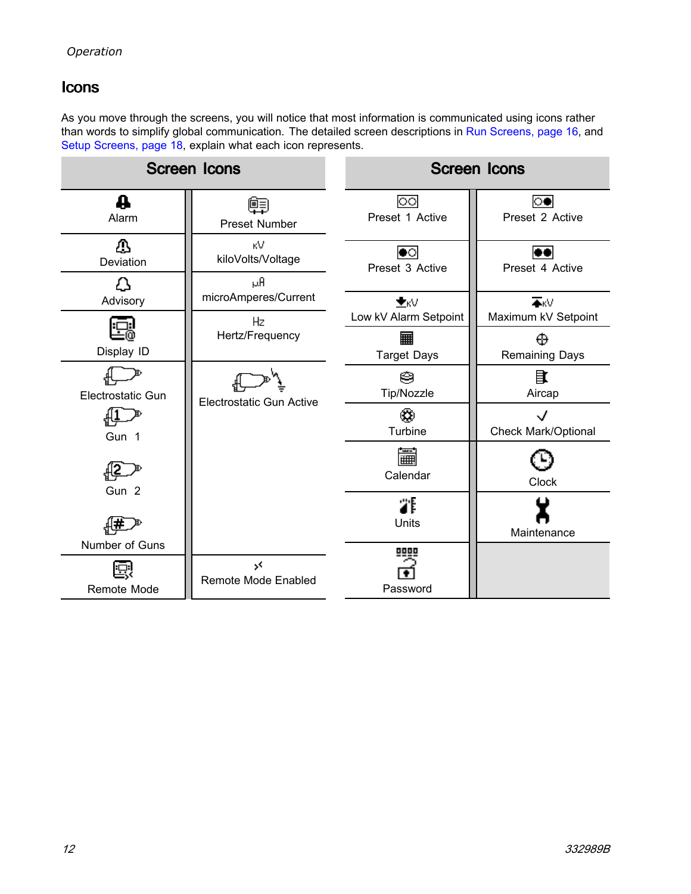## Icons

As you move through the screens, you will notice that most information is communicated using icons rather than words to simplify global communication. The detailed screen descriptions in Run Screens, page 16, and Setup Screens, page 18, explain what each icon represents.

| Screen Icons | |
|---|---|
| Alarm | Preset Number |
| Deviation | kiloVolts/Voltage |
| Advisory | microAmperes/Current |
| Display ID | Hertz/Frequency |
| Electrostatic Gun<br>Gun 1<br>Gun 2<br>Number of Guns | Electrostatic Gun Active |
| Remote Mode | Remote Mode Enabled |

| Screen Icons | |
|---|---|
| Preset 1 Active | Preset 2 Active |
| Preset 3 Active | Preset 4 Active |
| Low kV Alarm Setpoint | Maximum kV Setpoint |
| Target Days | Remaining Days |
| Tip/Nozzle | Aircap |
| Turbine | Check Mark/Optional |
| Calendar | Clock |
| Units | Maintenance |
| Password | |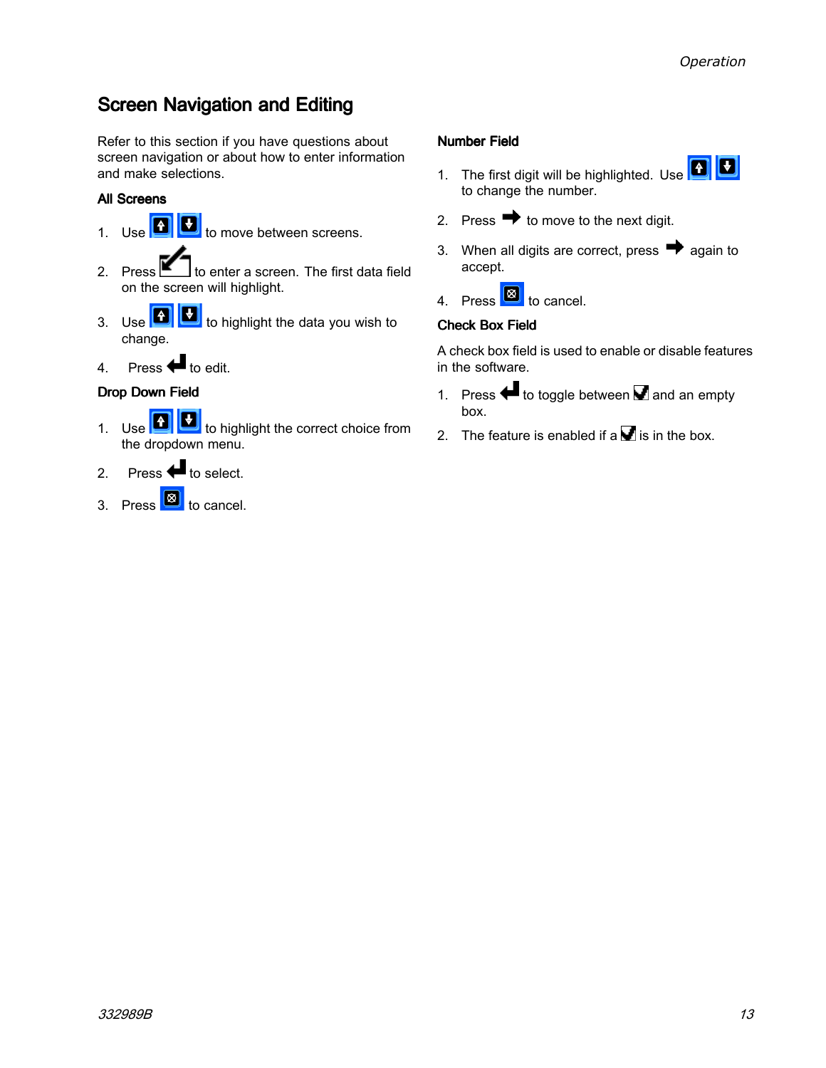## Screen Navigation and Editing

Refer to this section if you have questions about screen navigation or about how to enter information and make selections.

### All Screens

1. Use to move between screens.
2. Press to enter a screen. The first data field on the screen will highlight.
3. Use to highlight the data you wish to change.
4. Press to edit.

### Drop Down Field

1. Use to highlight the correct choice from the dropdown menu.
2. Press to select.
3. Press to cancel.

### Number Field

1. The first digit will be highlighted. Use to change the number.
2. Press to move to the next digit.
3. When all digits are correct, press again to accept.
4. Press to cancel.

### Check Box Field

A check box field is used to enable or disable features in the software.

1. Press to toggle between and an empty box.
2. The feature is enabled if a is in the box.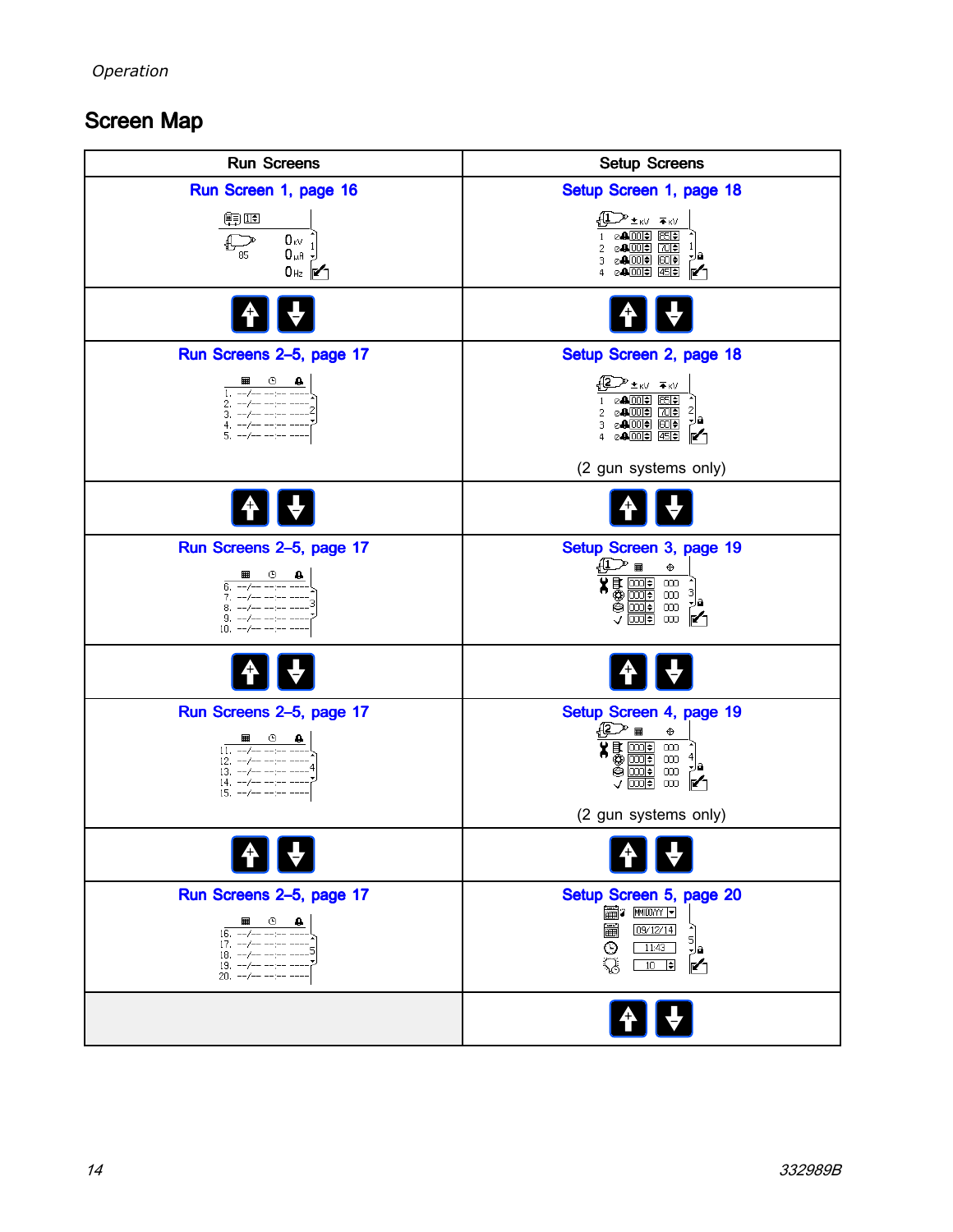## Screen Map

| Run Screens | Setup Screens |
|---|---|
| Run Screen 1, page 16 | Setup Screen 1, page 18 |
| | |
| Run Screens 2–5, page 17 | Setup Screen 2, page 18 (2 gun systems only) |
| | |
| Run Screens 2–5, page 17 | Setup Screen 3, page 19 |
| | |
| Run Screens 2–5, page 17 | Setup Screen 4, page 19 (2 gun systems only) |
| | |
| Run Screens 2–5, page 17 | Setup Screen 5, page 20 |
| | |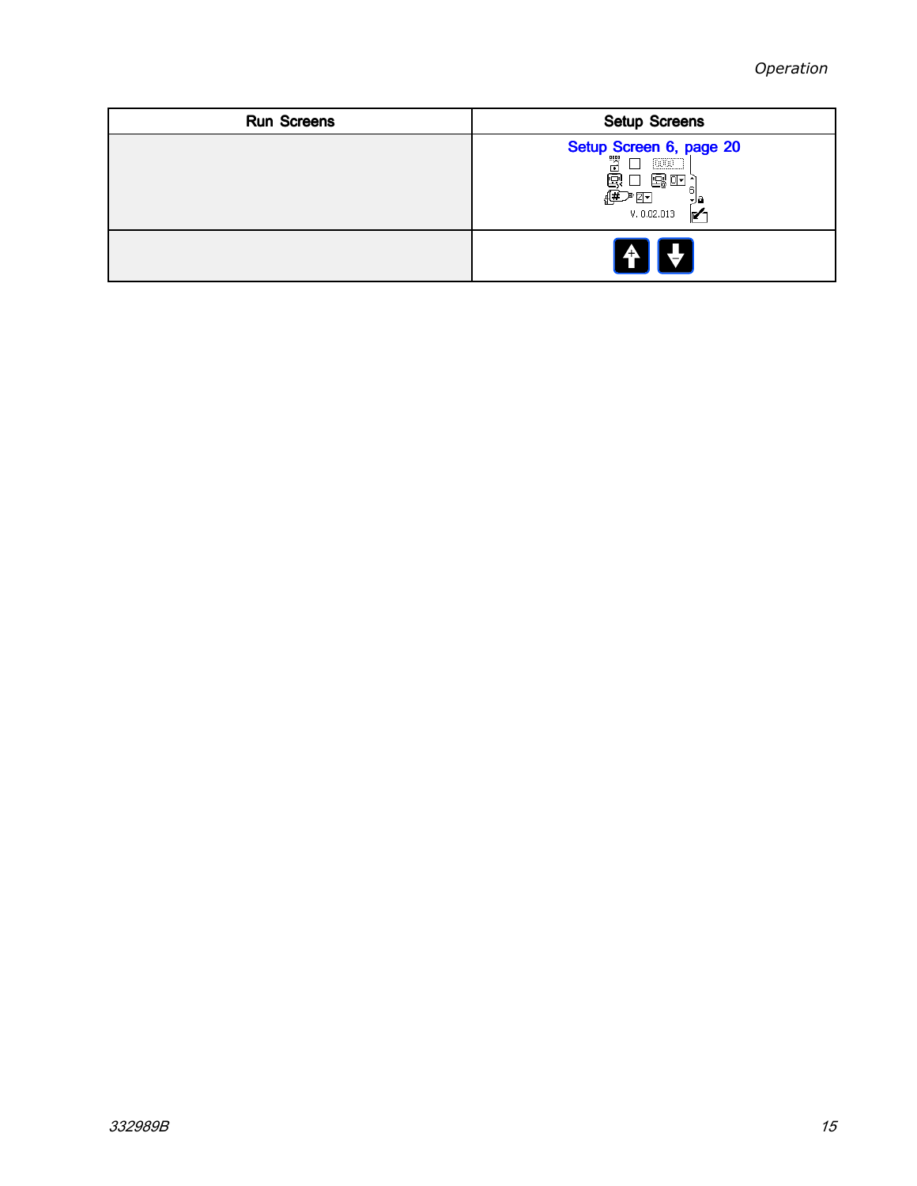| Run Screens | Setup Screens |
| --- | --- |
| | Setup Screen 6, page 20 <br> V. 0.02.013 |
| | |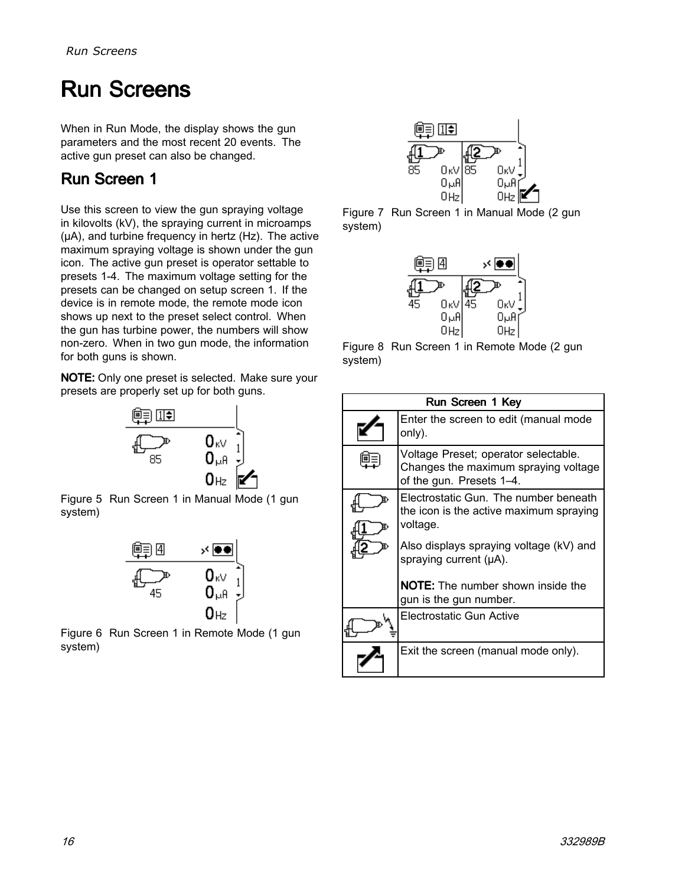# Run Screens

When in Run Mode, the display shows the gun parameters and the most recent 20 events. The active gun preset can also be changed.

## Run Screen 1

Use this screen to view the gun spraying voltage in kilovolts (kV), the spraying current in microamps (μA), and turbine frequency in hertz (Hz). The active maximum spraying voltage is shown under the gun icon. The active gun preset is operator settable to presets 1-4. The maximum voltage setting for the presets can be changed on setup screen 1. If the device is in remote mode, the remote mode icon shows up next to the preset select control. When the gun has turbine power, the numbers will show non-zero. When in two gun mode, the information for both guns is shown.

**NOTE:** Only one preset is selected. Make sure your presets are properly set up for both guns.

Figure 5 Run Screen 1 in Manual Mode (1 gun system)

Figure 6 Run Screen 1 in Remote Mode (1 gun system)

Figure 7 Run Screen 1 in Manual Mode (2 gun system)

Figure 8 Run Screen 1 in Remote Mode (2 gun system)

| Run Screen 1 Key | |
|---|---|
| | Enter the screen to edit (manual mode only). |
| | Voltage Preset; operator selectable. Changes the maximum spraying voltage of the gun. Presets 1–4. |
| | Electrostatic Gun. The number beneath the icon is the active maximum spraying voltage.<br><br>Also displays spraying voltage (kV) and spraying current (μA).<br><br>**NOTE:** The number shown inside the gun is the gun number. |
| | Electrostatic Gun Active |
| | Exit the screen (manual mode only). |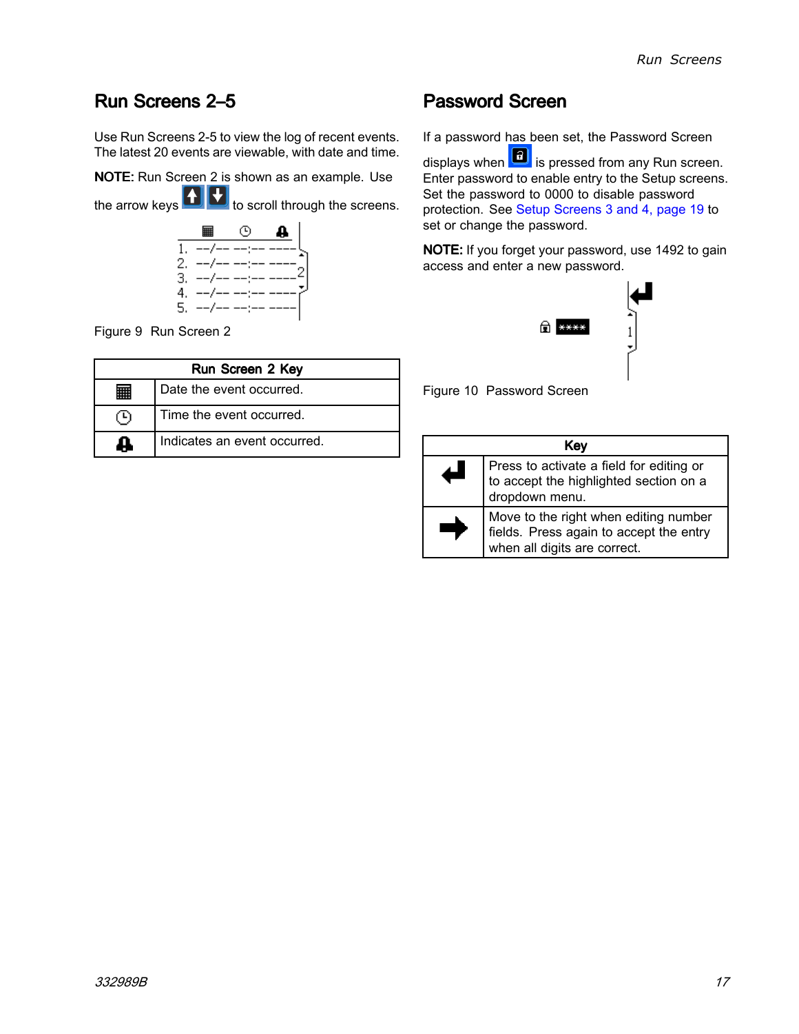## Run Screens 2–5

Use Run Screens 2-5 to view the log of recent events. The latest 20 events are viewable, with date and time.

**NOTE:** Run Screen 2 is shown as an example. Use the arrow keys to scroll through the screens.

Figure 9 Run Screen 2

| Run Screen 2 Key | |
|---|---|
| (calendar icon) | Date the event occurred. |
| (clock icon) | Time the event occurred. |
| (alarm icon) | Indicates an event occurred. |

## Password Screen

If a password has been set, the Password Screen displays when (lock key) is pressed from any Run screen. Enter password to enable entry to the Setup screens. Set the password to 0000 to disable password protection. See Setup Screens 3 and 4, page 19 to set or change the password.

**NOTE:** If you forget your password, use 1492 to gain access and enter a new password.

Figure 10 Password Screen

| Key | |
|---|---|
| (enter icon) | Press to activate a field for editing or to accept the highlighted section on a dropdown menu. |
| (right arrow icon) | Move to the right when editing number fields. Press again to accept the entry when all digits are correct. |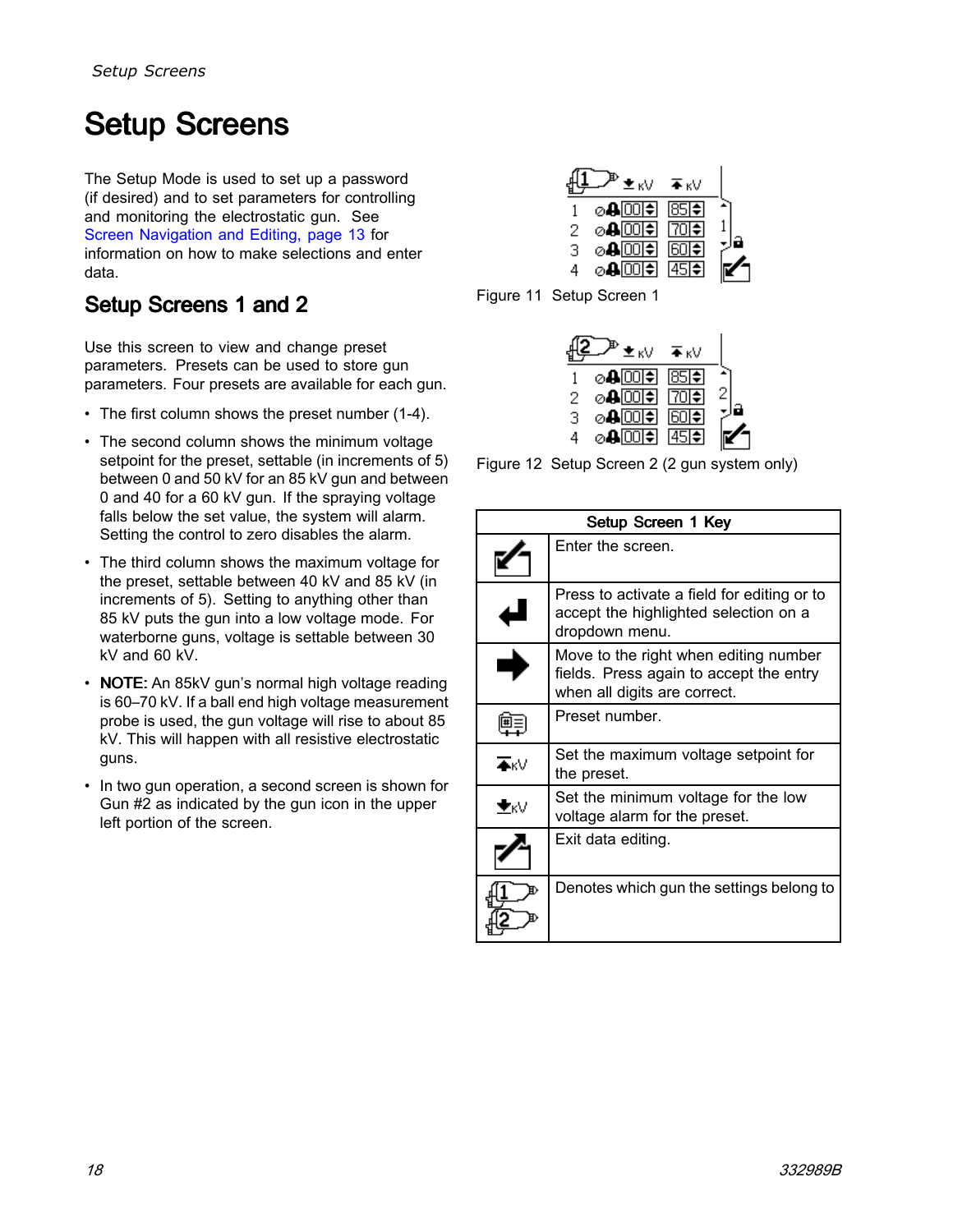# Setup Screens

The Setup Mode is used to set up a password (if desired) and to set parameters for controlling and monitoring the electrostatic gun. See Screen Navigation and Editing, page 13 for information on how to make selections and enter data.

## Setup Screens 1 and 2

Use this screen to view and change preset parameters. Presets can be used to store gun parameters. Four presets are available for each gun.

- The first column shows the preset number (1-4).
- The second column shows the minimum voltage setpoint for the preset, settable (in increments of 5) between 0 and 50 kV for an 85 kV gun and between 0 and 40 for a 60 kV gun. If the spraying voltage falls below the set value, the system will alarm. Setting the control to zero disables the alarm.
- The third column shows the maximum voltage for the preset, settable between 40 kV and 85 kV (in increments of 5). Setting to anything other than 85 kV puts the gun into a low voltage mode. For waterborne guns, voltage is settable between 30 kV and 60 kV.
- **NOTE:** An 85kV gun's normal high voltage reading is 60–70 kV. If a ball end high voltage measurement probe is used, the gun voltage will rise to about 85 kV. This will happen with all resistive electrostatic guns.
- In two gun operation, a second screen is shown for Gun #2 as indicated by the gun icon in the upper left portion of the screen.

Figure 11 Setup Screen 1

Figure 12 Setup Screen 2 (2 gun system only)

| Setup Screen 1 Key | |
|---|---|
| | Enter the screen. |
| | Press to activate a field for editing or to accept the highlighted selection on a dropdown menu. |
| | Move to the right when editing number fields. Press again to accept the entry when all digits are correct. |
| | Preset number. |
| | Set the maximum voltage setpoint for the preset. |
| | Set the minimum voltage for the low voltage alarm for the preset. |
| | Exit data editing. |
| | Denotes which gun the settings belong to |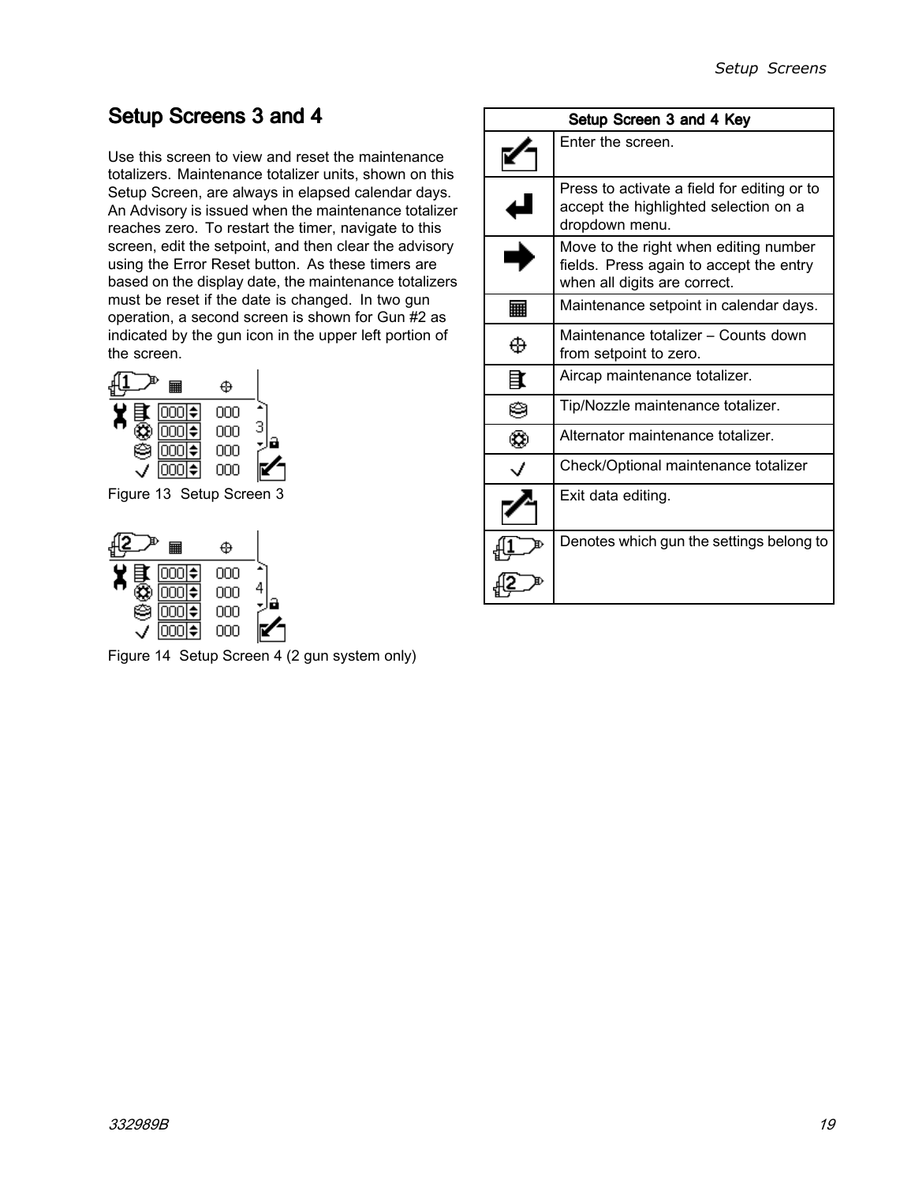## Setup Screens 3 and 4

Use this screen to view and reset the maintenance totalizers. Maintenance totalizer units, shown on this Setup Screen, are always in elapsed calendar days. An Advisory is issued when the maintenance totalizer reaches zero. To restart the timer, navigate to this screen, edit the setpoint, and then clear the advisory using the Error Reset button. As these timers are based on the display date, the maintenance totalizers must be reset if the date is changed. In two gun operation, a second screen is shown for Gun #2 as indicated by the gun icon in the upper left portion of the screen.

Figure 13 Setup Screen 3

Figure 14 Setup Screen 4 (2 gun system only)

| Setup Screen 3 and 4 Key | |
|---|---|
| | Enter the screen. |
| | Press to activate a field for editing or to accept the highlighted selection on a dropdown menu. |
| | Move to the right when editing number fields. Press again to accept the entry when all digits are correct. |
| | Maintenance setpoint in calendar days. |
| | Maintenance totalizer – Counts down from setpoint to zero. |
| | Aircap maintenance totalizer. |
| | Tip/Nozzle maintenance totalizer. |
| | Alternator maintenance totalizer. |
| | Check/Optional maintenance totalizer |
| | Exit data editing. |
| | Denotes which gun the settings belong to |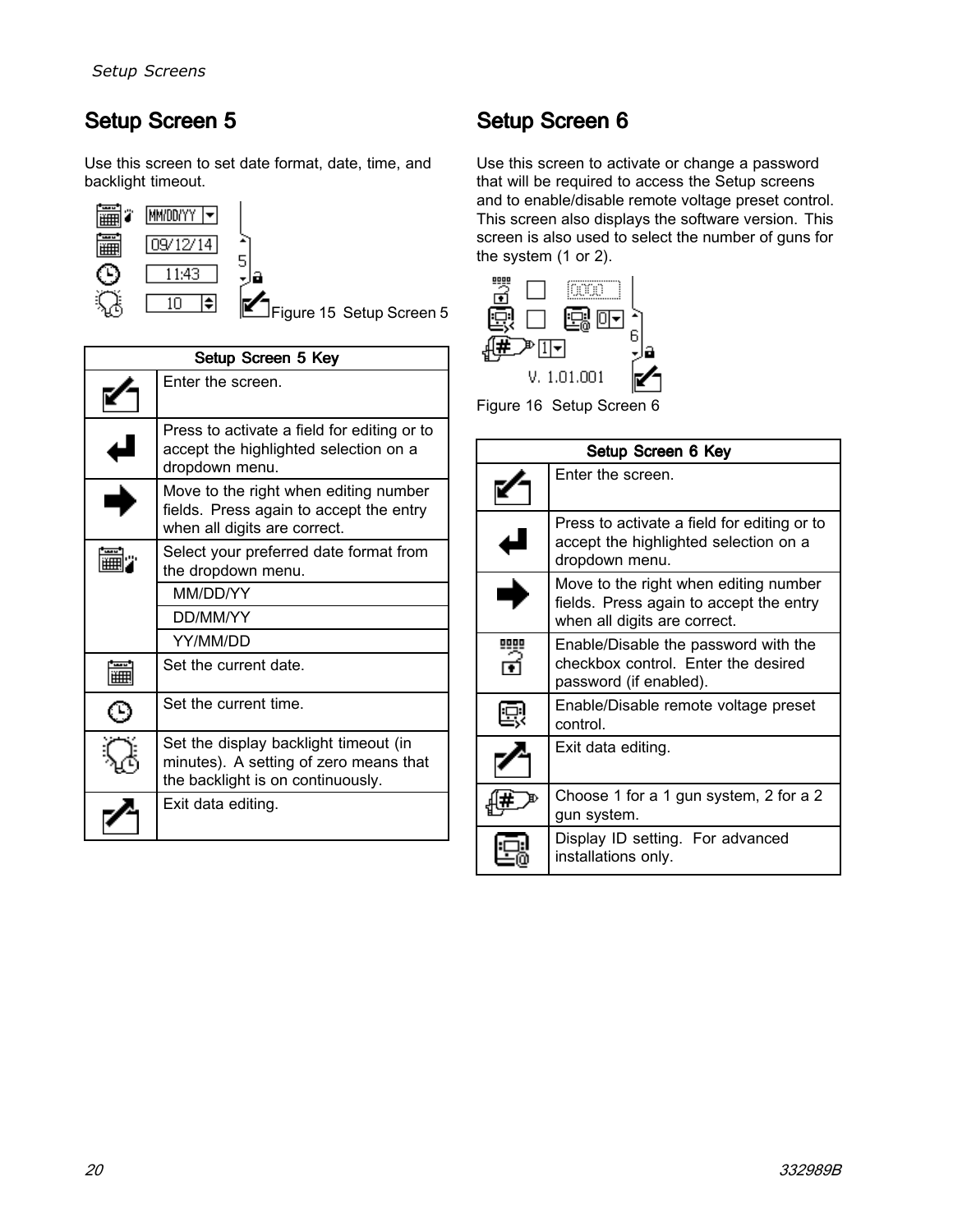## Setup Screen 5

Use this screen to set date format, date, time, and backlight timeout.

Figure 15 Setup Screen 5

| Setup Screen 5 Key | |
|---|---|
| | Enter the screen. |
| | Press to activate a field for editing or to accept the highlighted selection on a dropdown menu. |
| | Move to the right when editing number fields. Press again to accept the entry when all digits are correct. |
| | Select your preferred date format from the dropdown menu. |
| | MM/DD/YY |
| | DD/MM/YY |
| | YY/MM/DD |
| | Set the current date. |
| | Set the current time. |
| | Set the display backlight timeout (in minutes). A setting of zero means that the backlight is on continuously. |
| | Exit data editing. |

## Setup Screen 6

Use this screen to activate or change a password that will be required to access the Setup screens and to enable/disable remote voltage preset control. This screen also displays the software version. This screen is also used to select the number of guns for the system (1 or 2).

Figure 16 Setup Screen 6

| Setup Screen 6 Key | |
|---|---|
| | Enter the screen. |
| | Press to activate a field for editing or to accept the highlighted selection on a dropdown menu. |
| | Move to the right when editing number fields. Press again to accept the entry when all digits are correct. |
| | Enable/Disable the password with the checkbox control. Enter the desired password (if enabled). |
| | Enable/Disable remote voltage preset control. |
| | Exit data editing. |
| | Choose 1 for a 1 gun system, 2 for a 2 gun system. |
| | Display ID setting. For advanced installations only. |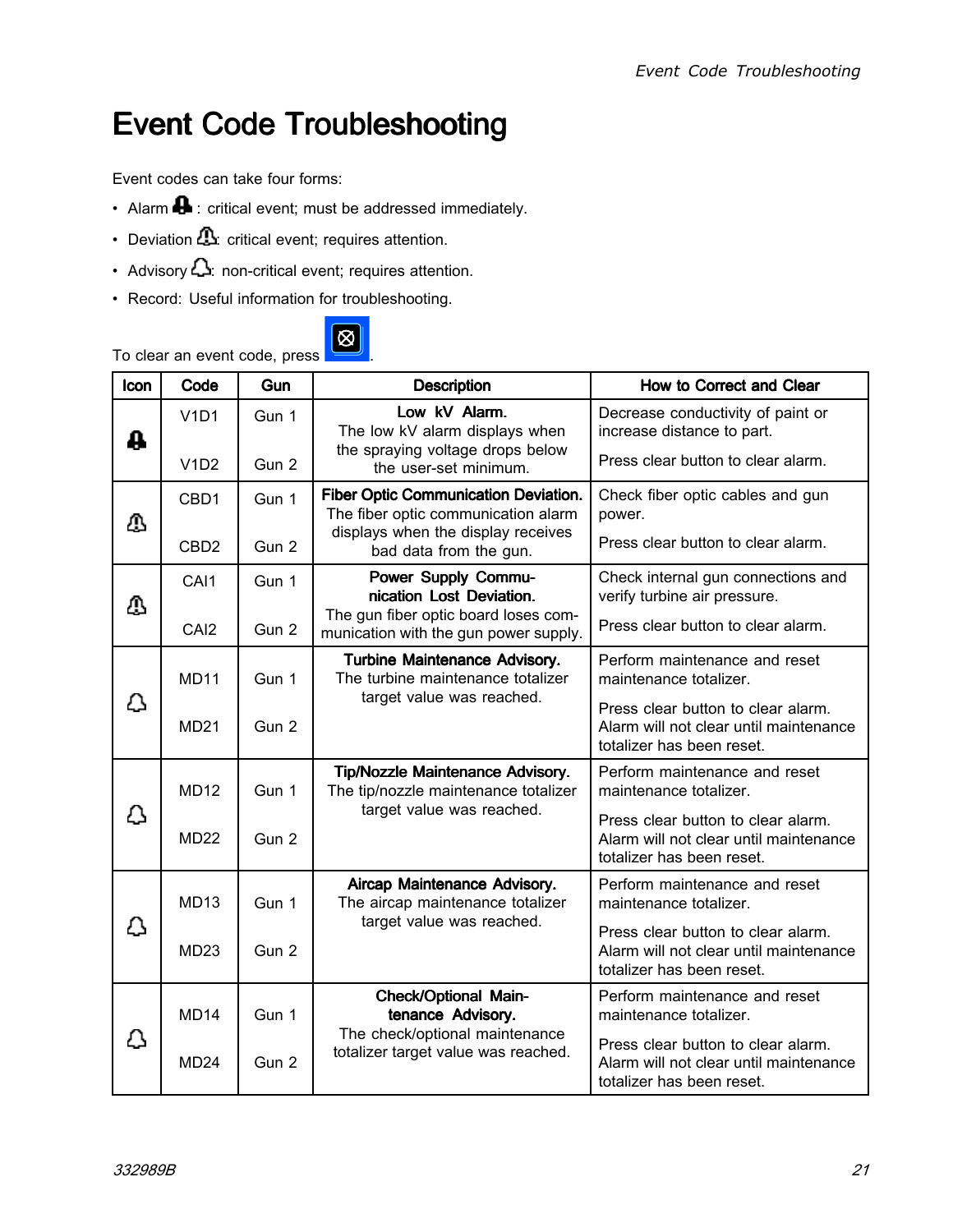# Event Code Troubleshooting

Event codes can take four forms:

- Alarm : critical event; must be addressed immediately.
- Deviation : critical event; requires attention.
- Advisory : non-critical event; requires attention.
- Record: Useful information for troubleshooting.

To clear an event code, press .

| Icon | Code | Gun | Description | How to Correct and Clear |
|---|---|---|---|---|
| Alarm | V1D1<br>V1D2 | Gun 1<br>Gun 2 | **Low kV Alarm.** The low kV alarm displays when the spraying voltage drops below the user-set minimum. | Decrease conductivity of paint or increase distance to part.<br>Press clear button to clear alarm. |
| Deviation | CBD1<br>CBD2 | Gun 1<br>Gun 2 | **Fiber Optic Communication Deviation.** The fiber optic communication alarm displays when the display receives bad data from the gun. | Check fiber optic cables and gun power.<br>Press clear button to clear alarm. |
| Deviation | CAI1<br>CAI2 | Gun 1<br>Gun 2 | **Power Supply Communication Lost Deviation.** The gun fiber optic board loses communication with the gun power supply. | Check internal gun connections and verify turbine air pressure.<br>Press clear button to clear alarm. |
| Advisory | MD11<br>MD21 | Gun 1<br>Gun 2 | **Turbine Maintenance Advisory.** The turbine maintenance totalizer target value was reached. | Perform maintenance and reset maintenance totalizer.<br>Press clear button to clear alarm. Alarm will not clear until maintenance totalizer has been reset. |
| Advisory | MD12<br>MD22 | Gun 1<br>Gun 2 | **Tip/Nozzle Maintenance Advisory.** The tip/nozzle maintenance totalizer target value was reached. | Perform maintenance and reset maintenance totalizer.<br>Press clear button to clear alarm. Alarm will not clear until maintenance totalizer has been reset. |
| Advisory | MD13<br>MD23 | Gun 1<br>Gun 2 | **Aircap Maintenance Advisory.** The aircap maintenance totalizer target value was reached. | Perform maintenance and reset maintenance totalizer.<br>Press clear button to clear alarm. Alarm will not clear until maintenance totalizer has been reset. |
| Advisory | MD14<br>MD24 | Gun 1<br>Gun 2 | **Check/Optional Maintenance Advisory.** The check/optional maintenance totalizer target value was reached. | Perform maintenance and reset maintenance totalizer.<br>Press clear button to clear alarm. Alarm will not clear until maintenance totalizer has been reset. |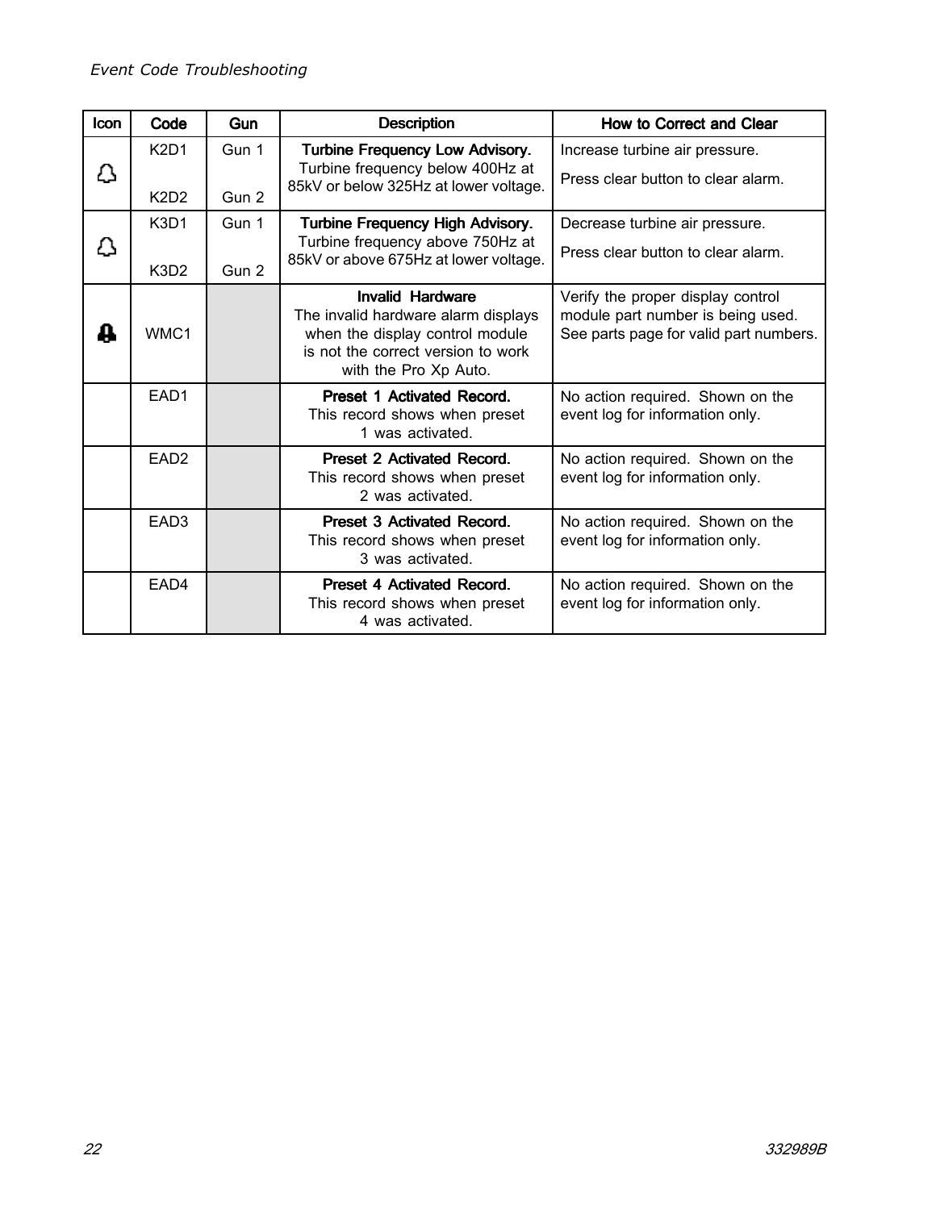| Icon | Code | Gun | Description | How to Correct and Clear |
|---|---|---|---|---|
| | K2D1<br><br>K2D2 | Gun 1<br><br>Gun 2 | **Turbine Frequency Low Advisory.** Turbine frequency below 400Hz at 85kV or below 325Hz at lower voltage. | Increase turbine air pressure.<br><br>Press clear button to clear alarm. |
| | K3D1<br><br>K3D2 | Gun 1<br><br>Gun 2 | **Turbine Frequency High Advisory.** Turbine frequency above 750Hz at 85kV or above 675Hz at lower voltage. | Decrease turbine air pressure.<br><br>Press clear button to clear alarm. |
| | WMC1 | | **Invalid Hardware** The invalid hardware alarm displays when the display control module is not the correct version to work with the Pro Xp Auto. | Verify the proper display control module part number is being used. See parts page for valid part numbers. |
| | EAD1 | | **Preset 1 Activated Record.** This record shows when preset 1 was activated. | No action required. Shown on the event log for information only. |
| | EAD2 | | **Preset 2 Activated Record.** This record shows when preset 2 was activated. | No action required. Shown on the event log for information only. |
| | EAD3 | | **Preset 3 Activated Record.** This record shows when preset 3 was activated. | No action required. Shown on the event log for information only. |
| | EAD4 | | **Preset 4 Activated Record.** This record shows when preset 4 was activated. | No action required. Shown on the event log for information only. |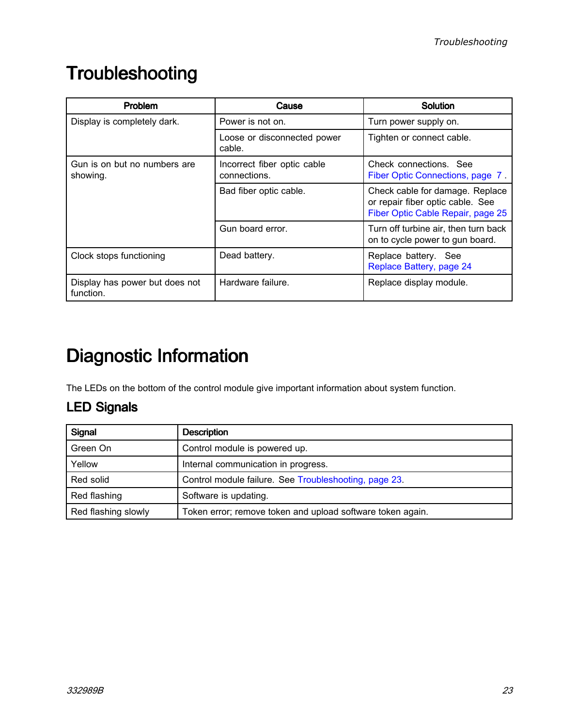# Troubleshooting

| Problem | Cause | Solution |
|---|---|---|
| Display is completely dark. | Power is not on. | Turn power supply on. |
| | Loose or disconnected power cable. | Tighten or connect cable. |
| Gun is on but no numbers are showing. | Incorrect fiber optic cable connections. | Check connections. See Fiber Optic Connections, page 7 . |
| | Bad fiber optic cable. | Check cable for damage. Replace or repair fiber optic cable. See Fiber Optic Cable Repair, page 25 |
| | Gun board error. | Turn off turbine air, then turn back on to cycle power to gun board. |
| Clock stops functioning | Dead battery. | Replace battery. See Replace Battery, page 24 |
| Display has power but does not function. | Hardware failure. | Replace display module. |

# Diagnostic Information

The LEDs on the bottom of the control module give important information about system function.

## LED Signals

| Signal | Description |
|---|---|
| Green On | Control module is powered up. |
| Yellow | Internal communication in progress. |
| Red solid | Control module failure. See Troubleshooting, page 23. |
| Red flashing | Software is updating. |
| Red flashing slowly | Token error; remove token and upload software token again. |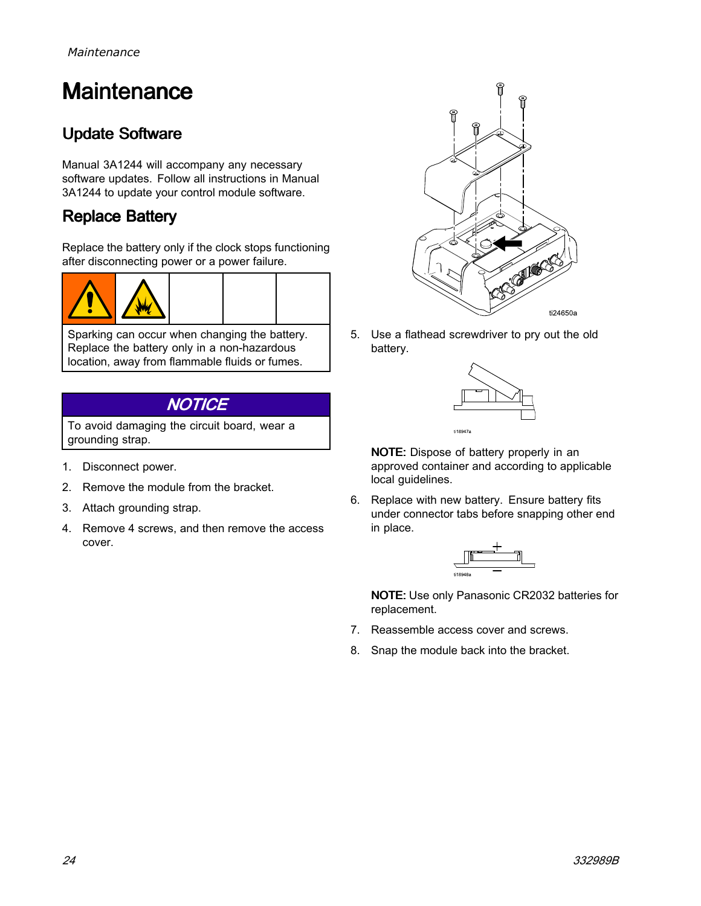# Maintenance

## Update Software

Manual 3A1244 will accompany any necessary software updates. Follow all instructions in Manual 3A1244 to update your control module software.

## Replace Battery

Replace the battery only if the clock stops functioning after disconnecting power or a power failure.

Sparking can occur when changing the battery. Replace the battery only in a non-hazardous location, away from flammable fluids or fumes.

**NOTICE**

To avoid damaging the circuit board, wear a grounding strap.

1. Disconnect power.
2. Remove the module from the bracket.
3. Attach grounding strap.
4. Remove 4 screws, and then remove the access cover.

ti24650a

5. Use a flathead screwdriver to pry out the old battery.

   ti18947a

   **NOTE:** Dispose of battery properly in an approved container and according to applicable local guidelines.

6. Replace with new battery. Ensure battery fits under connector tabs before snapping other end in place.

   ti18948a

   **NOTE:** Use only Panasonic CR2032 batteries for replacement.

7. Reassemble access cover and screws.
8. Snap the module back into the bracket.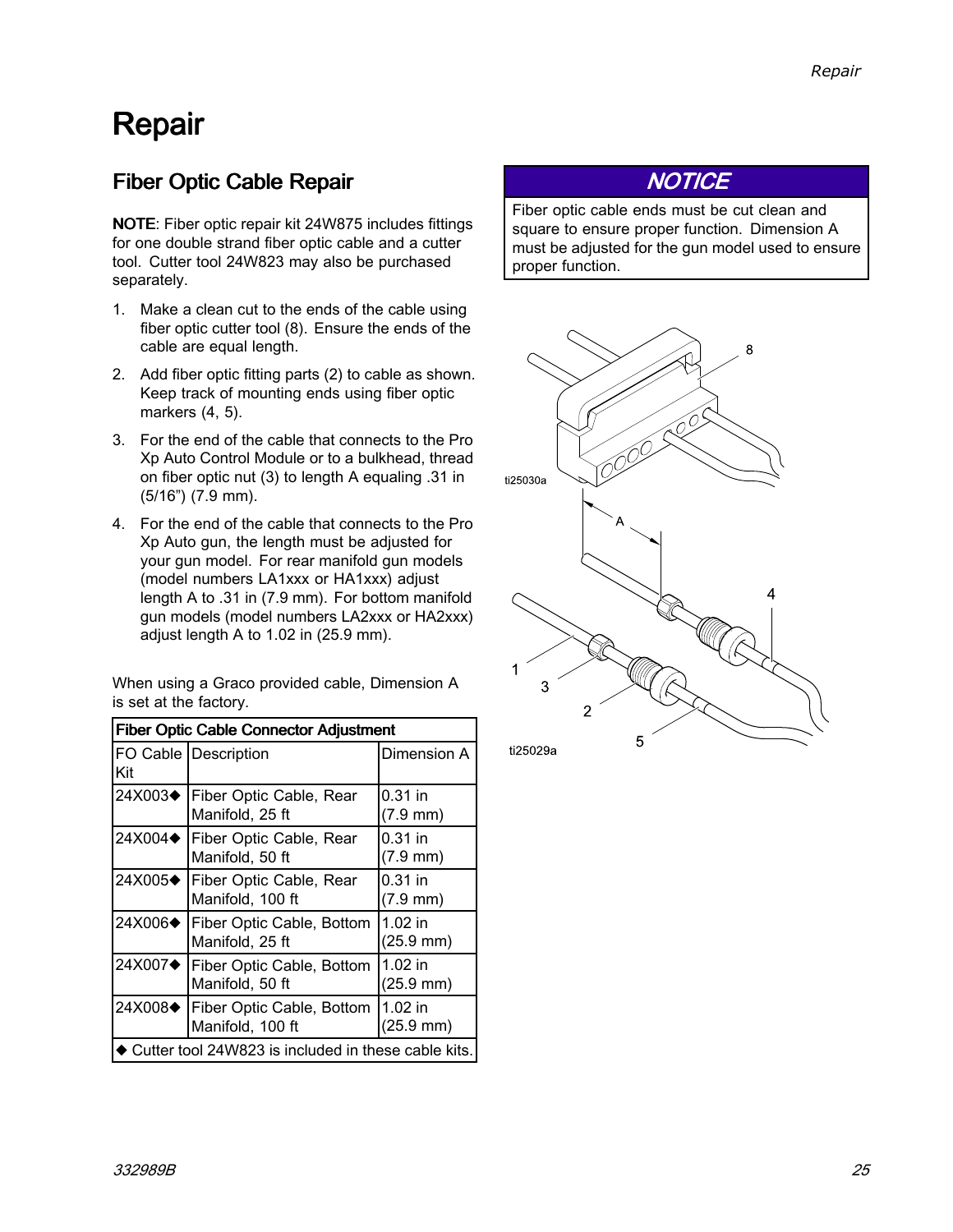# Repair

## Fiber Optic Cable Repair

**NOTE**: Fiber optic repair kit 24W875 includes fittings for one double strand fiber optic cable and a cutter tool. Cutter tool 24W823 may also be purchased separately.

1. Make a clean cut to the ends of the cable using fiber optic cutter tool (8). Ensure the ends of the cable are equal length.
2. Add fiber optic fitting parts (2) to cable as shown. Keep track of mounting ends using fiber optic markers (4, 5).
3. For the end of the cable that connects to the Pro Xp Auto Control Module or to a bulkhead, thread on fiber optic nut (3) to length A equaling .31 in (5/16”) (7.9 mm).
4. For the end of the cable that connects to the Pro Xp Auto gun, the length must be adjusted for your gun model. For rear manifold gun models (model numbers LA1xxx or HA1xxx) adjust length A to .31 in (7.9 mm). For bottom manifold gun models (model numbers LA2xxx or HA2xxx) adjust length A to 1.02 in (25.9 mm).

When using a Graco provided cable, Dimension A is set at the factory.

**Fiber Optic Cable Connector Adjustment**

| FO Cable Kit | Description | Dimension A |
|---|---|---|
| 24X003◆ | Fiber Optic Cable, Rear Manifold, 25 ft | 0.31 in (7.9 mm) |
| 24X004◆ | Fiber Optic Cable, Rear Manifold, 50 ft | 0.31 in (7.9 mm) |
| 24X005◆ | Fiber Optic Cable, Rear Manifold, 100 ft | 0.31 in (7.9 mm) |
| 24X006◆ | Fiber Optic Cable, Bottom Manifold, 25 ft | 1.02 in (25.9 mm) |
| 24X007◆ | Fiber Optic Cable, Bottom Manifold, 50 ft | 1.02 in (25.9 mm) |
| 24X008◆ | Fiber Optic Cable, Bottom Manifold, 100 ft | 1.02 in (25.9 mm) |

◆ Cutter tool 24W823 is included in these cable kits.

**NOTICE**

Fiber optic cable ends must be cut clean and square to ensure proper function. Dimension A must be adjusted for the gun model used to ensure proper function.

ti25030a

ti25029a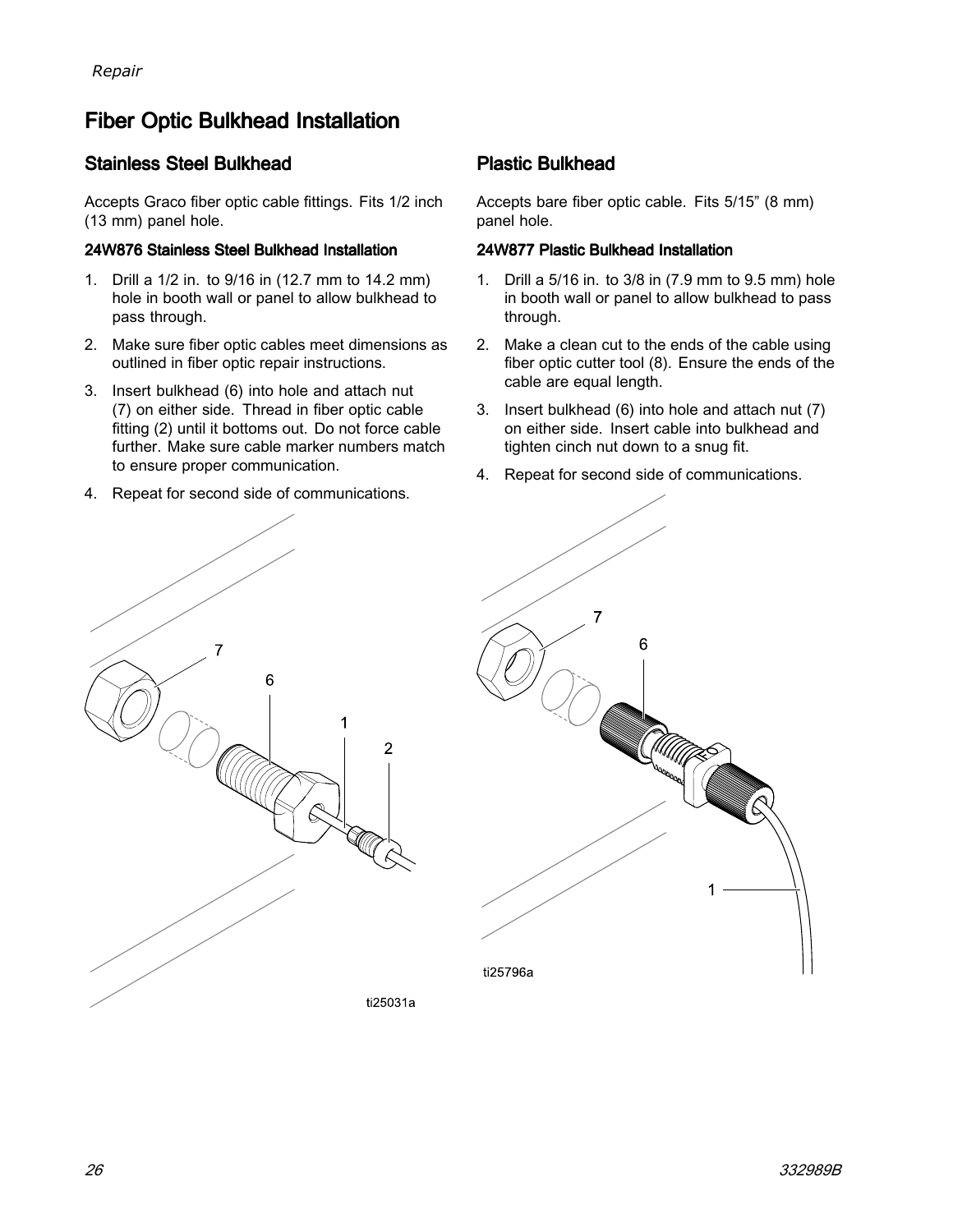# Fiber Optic Bulkhead Installation

## Stainless Steel Bulkhead

Accepts Graco fiber optic cable fittings. Fits 1/2 inch (13 mm) panel hole.

### 24W876 Stainless Steel Bulkhead Installation

1. Drill a 1/2 in. to 9/16 in (12.7 mm to 14.2 mm) hole in booth wall or panel to allow bulkhead to pass through.
2. Make sure fiber optic cables meet dimensions as outlined in fiber optic repair instructions.
3. Insert bulkhead (6) into hole and attach nut (7) on either side. Thread in fiber optic cable fitting (2) until it bottoms out. Do not force cable further. Make sure cable marker numbers match to ensure proper communication.
4. Repeat for second side of communications.

ti25031a

## Plastic Bulkhead

Accepts bare fiber optic cable. Fits 5/15" (8 mm) panel hole.

### 24W877 Plastic Bulkhead Installation

1. Drill a 5/16 in. to 3/8 in (7.9 mm to 9.5 mm) hole in booth wall or panel to allow bulkhead to pass through.
2. Make a clean cut to the ends of the cable using fiber optic cutter tool (8). Ensure the ends of the cable are equal length.
3. Insert bulkhead (6) into hole and attach nut (7) on either side. Insert cable into bulkhead and tighten cinch nut down to a snug fit.
4. Repeat for second side of communications.

ti25796a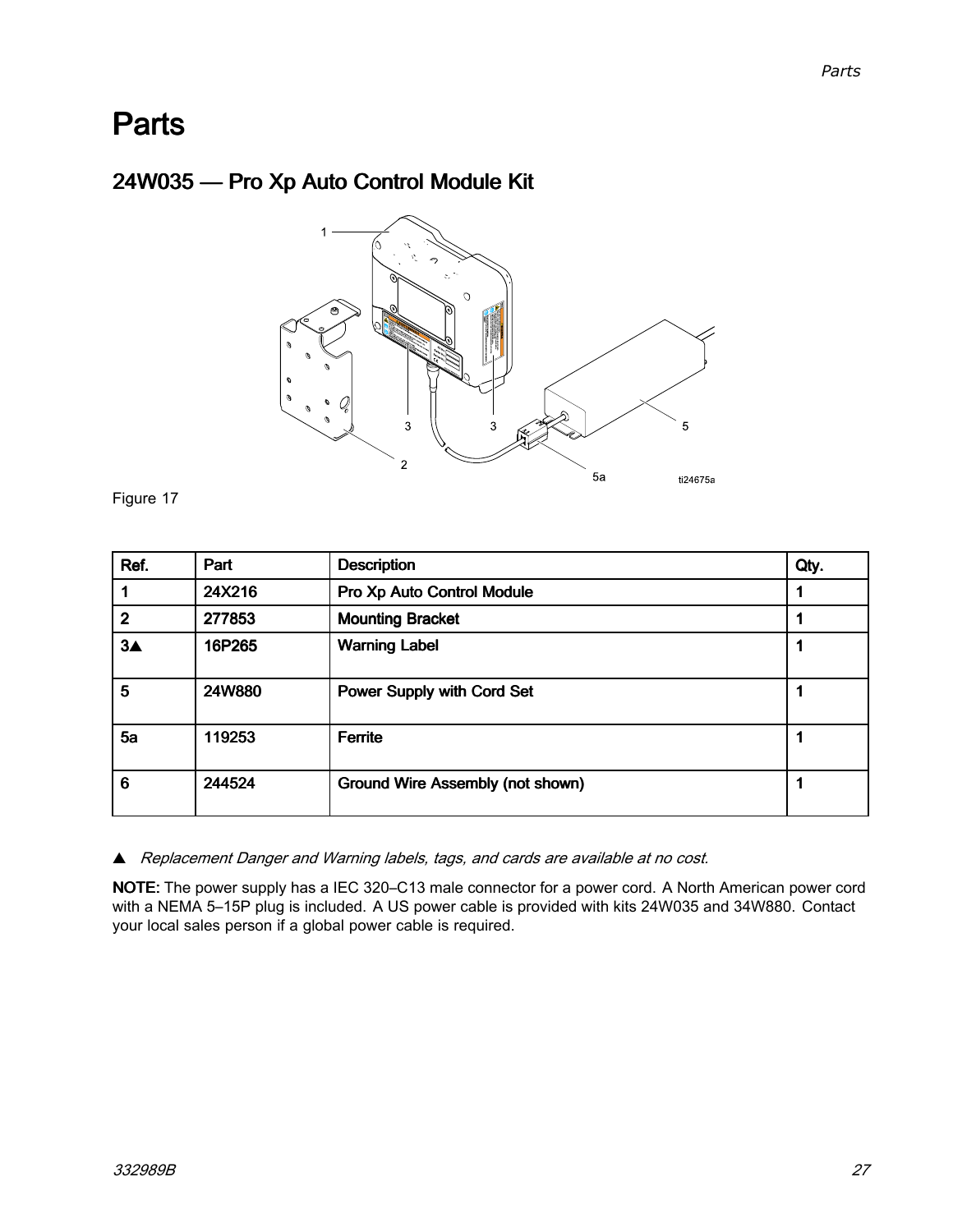# Parts

## 24W035 — Pro Xp Auto Control Module Kit

Figure 17

| Ref. | Part | Description | Qty. |
|---|---|---|---|
| 1 | 24X216 | Pro Xp Auto Control Module | 1 |
| 2 | 277853 | Mounting Bracket | 1 |
| 3▲ | 16P265 | Warning Label | 1 |
| 5 | 24W880 | Power Supply with Cord Set | 1 |
| 5a | 119253 | Ferrite | 1 |
| 6 | 244524 | Ground Wire Assembly (not shown) | 1 |

▲ *Replacement Danger and Warning labels, tags, and cards are available at no cost.*

**NOTE:** The power supply has a IEC 320–C13 male connector for a power cord. A North American power cord with a NEMA 5–15P plug is included. A US power cable is provided with kits 24W035 and 34W880. Contact your local sales person if a global power cable is required.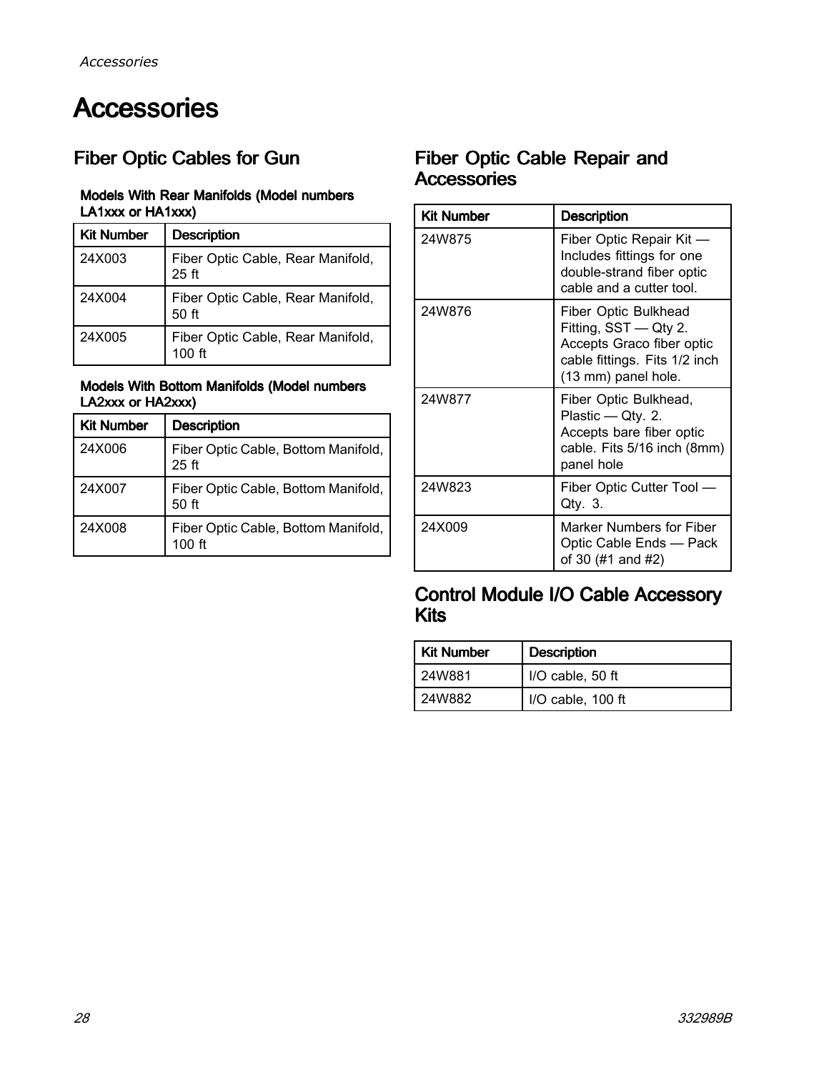# Accessories

## Fiber Optic Cables for Gun

### Models With Rear Manifolds (Model numbers LA1xxx or HA1xxx)

| Kit Number | Description |
| --- | --- |
| 24X003 | Fiber Optic Cable, Rear Manifold, 25 ft |
| 24X004 | Fiber Optic Cable, Rear Manifold, 50 ft |
| 24X005 | Fiber Optic Cable, Rear Manifold, 100 ft |

### Models With Bottom Manifolds (Model numbers LA2xxx or HA2xxx)

| Kit Number | Description |
| --- | --- |
| 24X006 | Fiber Optic Cable, Bottom Manifold, 25 ft |
| 24X007 | Fiber Optic Cable, Bottom Manifold, 50 ft |
| 24X008 | Fiber Optic Cable, Bottom Manifold, 100 ft |

## Fiber Optic Cable Repair and Accessories

| Kit Number | Description |
| --- | --- |
| 24W875 | Fiber Optic Repair Kit — Includes fittings for one double-strand fiber optic cable and a cutter tool. |
| 24W876 | Fiber Optic Bulkhead Fitting, SST — Qty 2. Accepts Graco fiber optic cable fittings. Fits 1/2 inch (13 mm) panel hole. |
| 24W877 | Fiber Optic Bulkhead, Plastic — Qty. 2. Accepts bare fiber optic cable. Fits 5/16 inch (8mm) panel hole |
| 24W823 | Fiber Optic Cutter Tool — Qty. 3. |
| 24X009 | Marker Numbers for Fiber Optic Cable Ends — Pack of 30 (#1 and #2) |

## Control Module I/O Cable Accessory Kits

| Kit Number | Description |
| --- | --- |
| 24W881 | I/O cable, 50 ft |
| 24W882 | I/O cable, 100 ft |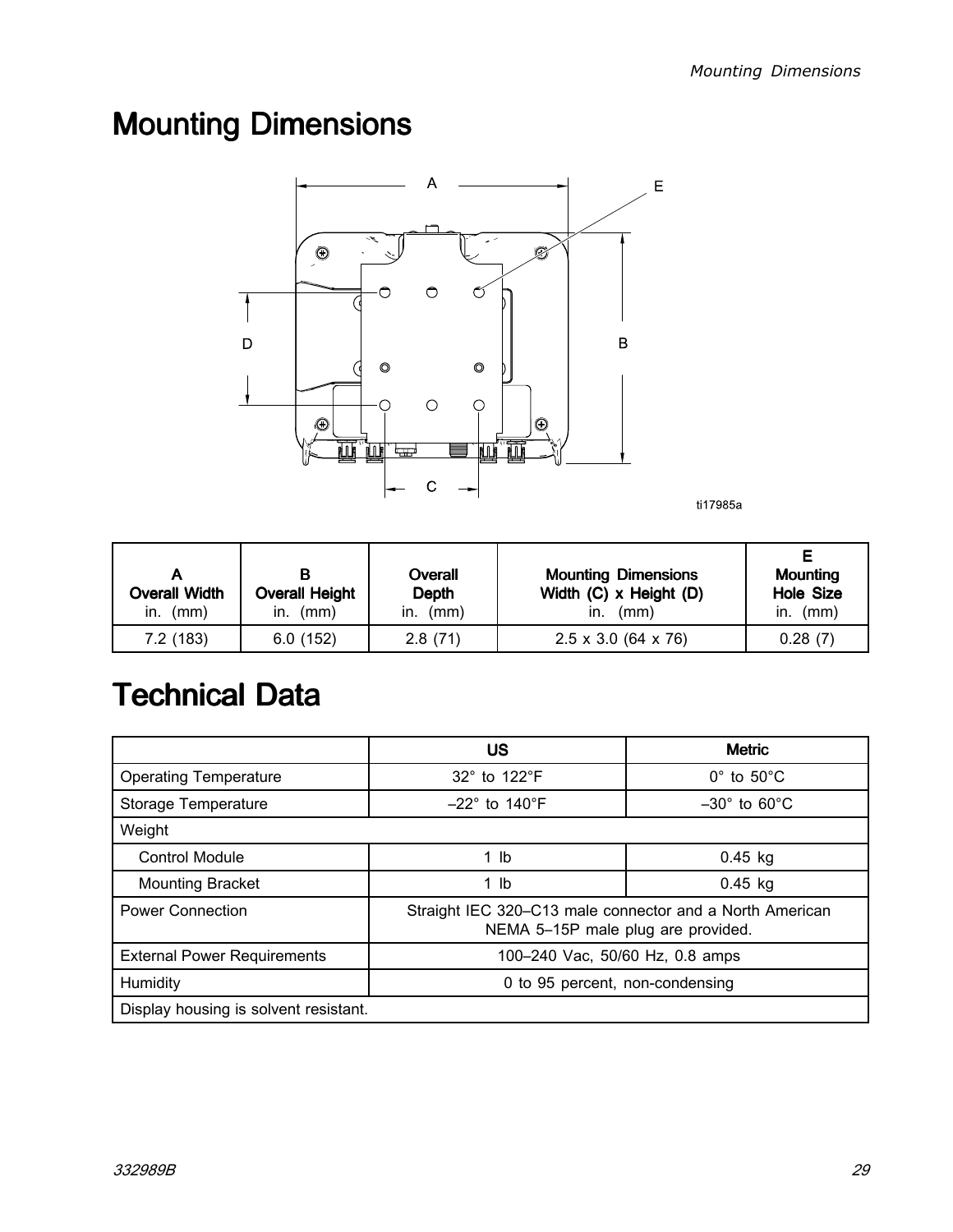# Mounting Dimensions

ti17985a

| A<br>Overall Width<br>in. (mm) | B<br>Overall Height<br>in. (mm) | Overall<br>Depth<br>in. (mm) | Mounting Dimensions<br>Width (C) x Height (D)<br>in. (mm) | E<br>Mounting<br>Hole Size<br>in. (mm) |
|---|---|---|---|---|
| 7.2 (183) | 6.0 (152) | 2.8 (71) | 2.5 x 3.0 (64 x 76) | 0.28 (7) |

# Technical Data

| | US | Metric |
|---|---|---|
| Operating Temperature | 32° to 122°F | 0° to 50°C |
| Storage Temperature | –22° to 140°F | –30° to 60°C |
| Weight | | |
| Control Module | 1 lb | 0.45 kg |
| Mounting Bracket | 1 lb | 0.45 kg |
| Power Connection | Straight IEC 320–C13 male connector and a North American NEMA 5–15P male plug are provided. | |
| External Power Requirements | 100–240 Vac, 50/60 Hz, 0.8 amps | |
| Humidity | 0 to 95 percent, non-condensing | |
| Display housing is solvent resistant. | | |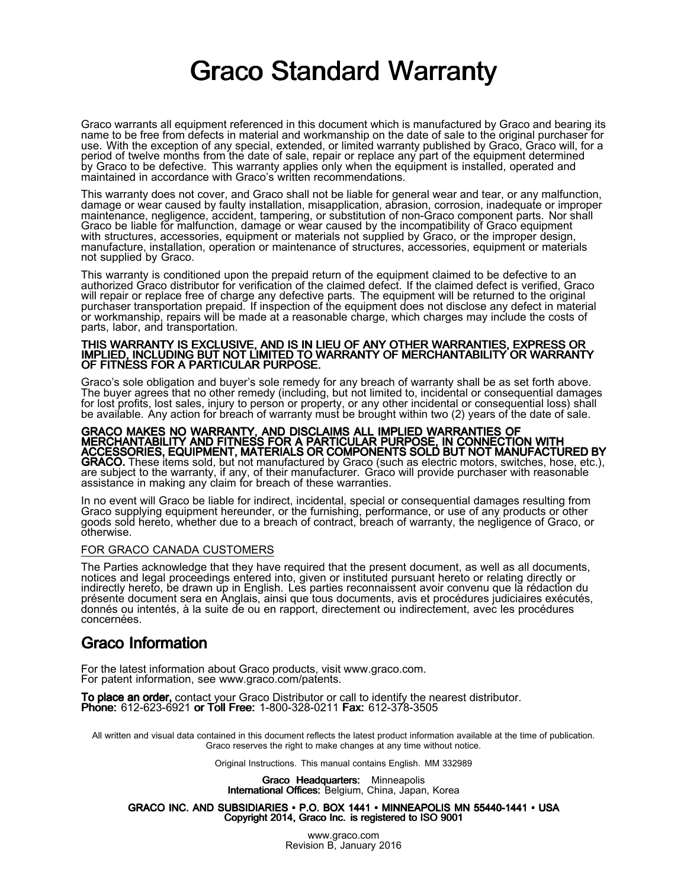# Graco Standard Warranty

Graco warrants all equipment referenced in this document which is manufactured by Graco and bearing its name to be free from defects in material and workmanship on the date of sale to the original purchaser for use. With the exception of any special, extended, or limited warranty published by Graco, Graco will, for a period of twelve months from the date of sale, repair or replace any part of the equipment determined by Graco to be defective. This warranty applies only when the equipment is installed, operated and maintained in accordance with Graco's written recommendations.

This warranty does not cover, and Graco shall not be liable for general wear and tear, or any malfunction, damage or wear caused by faulty installation, misapplication, abrasion, corrosion, inadequate or improper maintenance, negligence, accident, tampering, or substitution of non-Graco component parts. Nor shall Graco be liable for malfunction, damage or wear caused by the incompatibility of Graco equipment with structures, accessories, equipment or materials not supplied by Graco, or the improper design, manufacture, installation, operation or maintenance of structures, accessories, equipment or materials not supplied by Graco.

This warranty is conditioned upon the prepaid return of the equipment claimed to be defective to an authorized Graco distributor for verification of the claimed defect. If the claimed defect is verified, Graco will repair or replace free of charge any defective parts. The equipment will be returned to the original purchaser transportation prepaid. If inspection of the equipment does not disclose any defect in material or workmanship, repairs will be made at a reasonable charge, which charges may include the costs of parts, labor, and transportation.

**THIS WARRANTY IS EXCLUSIVE, AND IS IN LIEU OF ANY OTHER WARRANTIES, EXPRESS OR IMPLIED, INCLUDING BUT NOT LIMITED TO WARRANTY OF MERCHANTABILITY OR WARRANTY OF FITNESS FOR A PARTICULAR PURPOSE.**

Graco's sole obligation and buyer's sole remedy for any breach of warranty shall be as set forth above. The buyer agrees that no other remedy (including, but not limited to, incidental or consequential damages for lost profits, lost sales, injury to person or property, or any other incidental or consequential loss) shall be available. Any action for breach of warranty must be brought within two (2) years of the date of sale.

**GRACO MAKES NO WARRANTY, AND DISCLAIMS ALL IMPLIED WARRANTIES OF MERCHANTABILITY AND FITNESS FOR A PARTICULAR PURPOSE, IN CONNECTION WITH ACCESSORIES, EQUIPMENT, MATERIALS OR COMPONENTS SOLD BUT NOT MANUFACTURED BY GRACO.** These items sold, but not manufactured by Graco (such as electric motors, switches, hose, etc.), are subject to the warranty, if any, of their manufacturer. Graco will provide purchaser with reasonable assistance in making any claim for breach of these warranties.

In no event will Graco be liable for indirect, incidental, special or consequential damages resulting from Graco supplying equipment hereunder, or the furnishing, performance, or use of any products or other goods sold hereto, whether due to a breach of contract, breach of warranty, the negligence of Graco, or otherwise.

FOR GRACO CANADA CUSTOMERS

The Parties acknowledge that they have required that the present document, as well as all documents, notices and legal proceedings entered into, given or instituted pursuant hereto or relating directly or indirectly hereto, be drawn up in English. Les parties reconnaissent avoir convenu que la rédaction du présente document sera en Anglais, ainsi que tous documents, avis et procédures judiciaires exécutés, donnés ou intentés, à la suite de ou en rapport, directement ou indirectement, avec les procédures concernées.

## Graco Information

For the latest information about Graco products, visit www.graco.com.
For patent information, see www.graco.com/patents.

**To place an order,** contact your Graco Distributor or call to identify the nearest distributor.
**Phone:** 612-623-6921 **or Toll Free:** 1-800-328-0211 **Fax:** 612-378-3505

All written and visual data contained in this document reflects the latest product information available at the time of publication. Graco reserves the right to make changes at any time without notice.

Original Instructions. This manual contains English. MM 332989

**Graco Headquarters:** Minneapolis
**International Offices:** Belgium, China, Japan, Korea

**GRACO INC. AND SUBSIDIARIES • P.O. BOX 1441 • MINNEAPOLIS MN 55440-1441 • USA**
**Copyright 2014, Graco Inc. is registered to ISO 9001**

www.graco.com
Revision B, January 2016